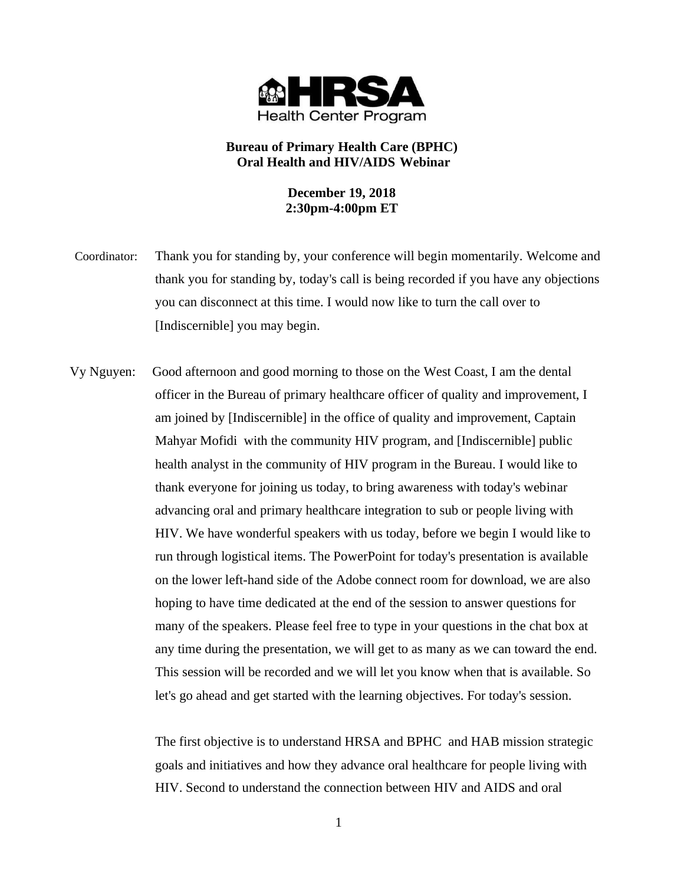HRSA Health Center Program

**Bureau of Primary Health Care (BPHC)**
**Oral Health and HIV/AIDS Webinar**

**December 19, 2018**
**2:30pm-4:00pm ET**

Coordinator: Thank you for standing by, your conference will begin momentarily. Welcome and thank you for standing by, today's call is being recorded if you have any objections you can disconnect at this time. I would now like to turn the call over to [Indiscernible] you may begin.

Vy Nguyen: Good afternoon and good morning to those on the West Coast, I am the dental officer in the Bureau of primary healthcare officer of quality and improvement, I am joined by [Indiscernible] in the office of quality and improvement, Captain Mahyar Mofidi with the community HIV program, and [Indiscernible] public health analyst in the community of HIV program in the Bureau. I would like to thank everyone for joining us today, to bring awareness with today's webinar advancing oral and primary healthcare integration to sub or people living with HIV. We have wonderful speakers with us today, before we begin I would like to run through logistical items. The PowerPoint for today's presentation is available on the lower left-hand side of the Adobe connect room for download, we are also hoping to have time dedicated at the end of the session to answer questions for many of the speakers. Please feel free to type in your questions in the chat box at any time during the presentation, we will get to as many as we can toward the end. This session will be recorded and we will let you know when that is available. So let's go ahead and get started with the learning objectives. For today's session.

The first objective is to understand HRSA and BPHC and HAB mission strategic goals and initiatives and how they advance oral healthcare for people living with HIV. Second to understand the connection between HIV and AIDS and oral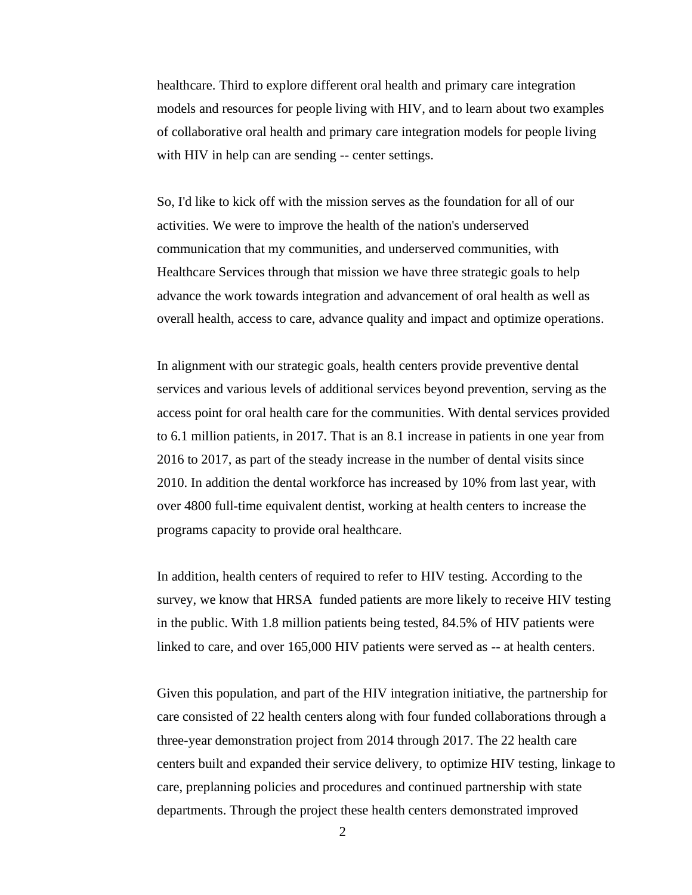healthcare. Third to explore different oral health and primary care integration models and resources for people living with HIV, and to learn about two examples of collaborative oral health and primary care integration models for people living with HIV in help can are sending -- center settings.

So, I'd like to kick off with the mission serves as the foundation for all of our activities. We were to improve the health of the nation's underserved communication that my communities, and underserved communities, with Healthcare Services through that mission we have three strategic goals to help advance the work towards integration and advancement of oral health as well as overall health, access to care, advance quality and impact and optimize operations.

In alignment with our strategic goals, health centers provide preventive dental services and various levels of additional services beyond prevention, serving as the access point for oral health care for the communities. With dental services provided to 6.1 million patients, in 2017. That is an 8.1 increase in patients in one year from 2016 to 2017, as part of the steady increase in the number of dental visits since 2010. In addition the dental workforce has increased by 10% from last year, with over 4800 full-time equivalent dentist, working at health centers to increase the programs capacity to provide oral healthcare.

In addition, health centers of required to refer to HIV testing. According to the survey, we know that HRSA funded patients are more likely to receive HIV testing in the public. With 1.8 million patients being tested, 84.5% of HIV patients were linked to care, and over 165,000 HIV patients were served as -- at health centers.

Given this population, and part of the HIV integration initiative, the partnership for care consisted of 22 health centers along with four funded collaborations through a three-year demonstration project from 2014 through 2017. The 22 health care centers built and expanded their service delivery, to optimize HIV testing, linkage to care, preplanning policies and procedures and continued partnership with state departments. Through the project these health centers demonstrated improved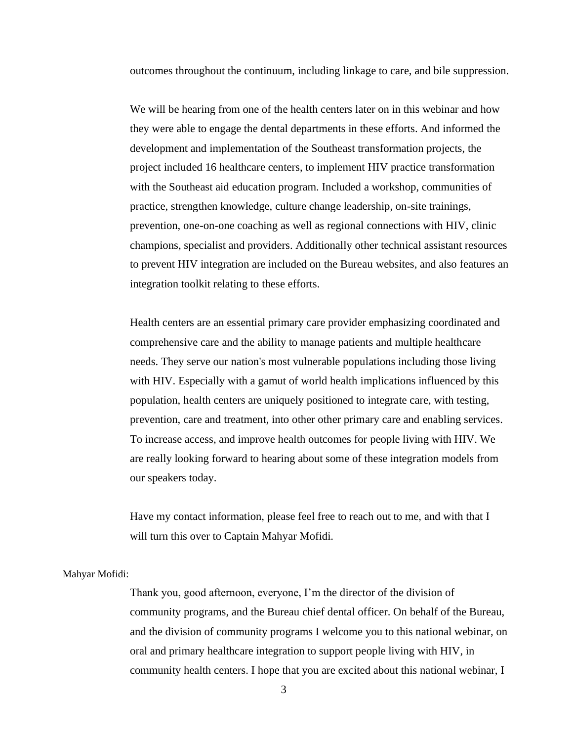outcomes throughout the continuum, including linkage to care, and bile suppression.

We will be hearing from one of the health centers later on in this webinar and how they were able to engage the dental departments in these efforts. And informed the development and implementation of the Southeast transformation projects, the project included 16 healthcare centers, to implement HIV practice transformation with the Southeast aid education program. Included a workshop, communities of practice, strengthen knowledge, culture change leadership, on-site trainings, prevention, one-on-one coaching as well as regional connections with HIV, clinic champions, specialist and providers. Additionally other technical assistant resources to prevent HIV integration are included on the Bureau websites, and also features an integration toolkit relating to these efforts.

Health centers are an essential primary care provider emphasizing coordinated and comprehensive care and the ability to manage patients and multiple healthcare needs. They serve our nation's most vulnerable populations including those living with HIV. Especially with a gamut of world health implications influenced by this population, health centers are uniquely positioned to integrate care, with testing, prevention, care and treatment, into other other primary care and enabling services. To increase access, and improve health outcomes for people living with HIV. We are really looking forward to hearing about some of these integration models from our speakers today.

Have my contact information, please feel free to reach out to me, and with that I will turn this over to Captain Mahyar Mofidi.

Mahyar Mofidi:

Thank you, good afternoon, everyone, I'm the director of the division of community programs, and the Bureau chief dental officer. On behalf of the Bureau, and the division of community programs I welcome you to this national webinar, on oral and primary healthcare integration to support people living with HIV, in community health centers. I hope that you are excited about this national webinar, I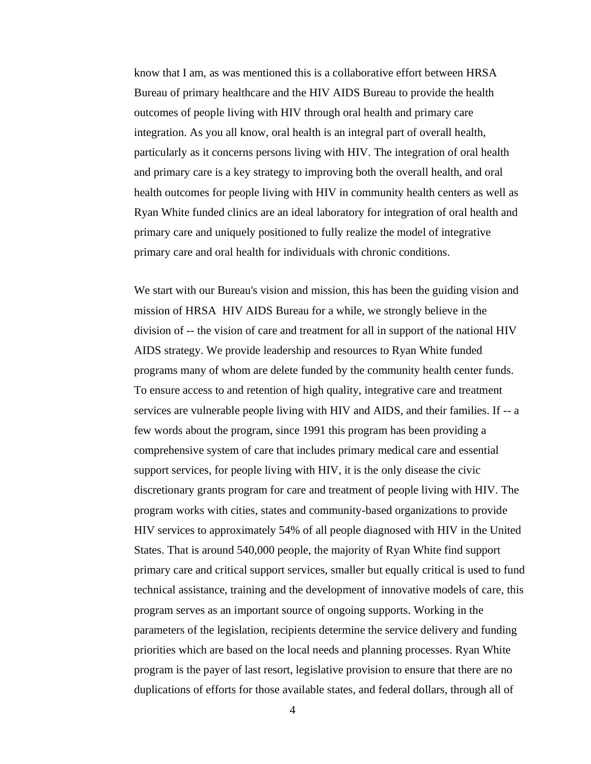know that I am, as was mentioned this is a collaborative effort between HRSA Bureau of primary healthcare and the HIV AIDS Bureau to provide the health outcomes of people living with HIV through oral health and primary care integration. As you all know, oral health is an integral part of overall health, particularly as it concerns persons living with HIV. The integration of oral health and primary care is a key strategy to improving both the overall health, and oral health outcomes for people living with HIV in community health centers as well as Ryan White funded clinics are an ideal laboratory for integration of oral health and primary care and uniquely positioned to fully realize the model of integrative primary care and oral health for individuals with chronic conditions.

We start with our Bureau's vision and mission, this has been the guiding vision and mission of HRSA HIV AIDS Bureau for a while, we strongly believe in the division of -- the vision of care and treatment for all in support of the national HIV AIDS strategy. We provide leadership and resources to Ryan White funded programs many of whom are delete funded by the community health center funds. To ensure access to and retention of high quality, integrative care and treatment services are vulnerable people living with HIV and AIDS, and their families. If -- a few words about the program, since 1991 this program has been providing a comprehensive system of care that includes primary medical care and essential support services, for people living with HIV, it is the only disease the civic discretionary grants program for care and treatment of people living with HIV. The program works with cities, states and community-based organizations to provide HIV services to approximately 54% of all people diagnosed with HIV in the United States. That is around 540,000 people, the majority of Ryan White find support primary care and critical support services, smaller but equally critical is used to fund technical assistance, training and the development of innovative models of care, this program serves as an important source of ongoing supports. Working in the parameters of the legislation, recipients determine the service delivery and funding priorities which are based on the local needs and planning processes. Ryan White program is the payer of last resort, legislative provision to ensure that there are no duplications of efforts for those available states, and federal dollars, through all of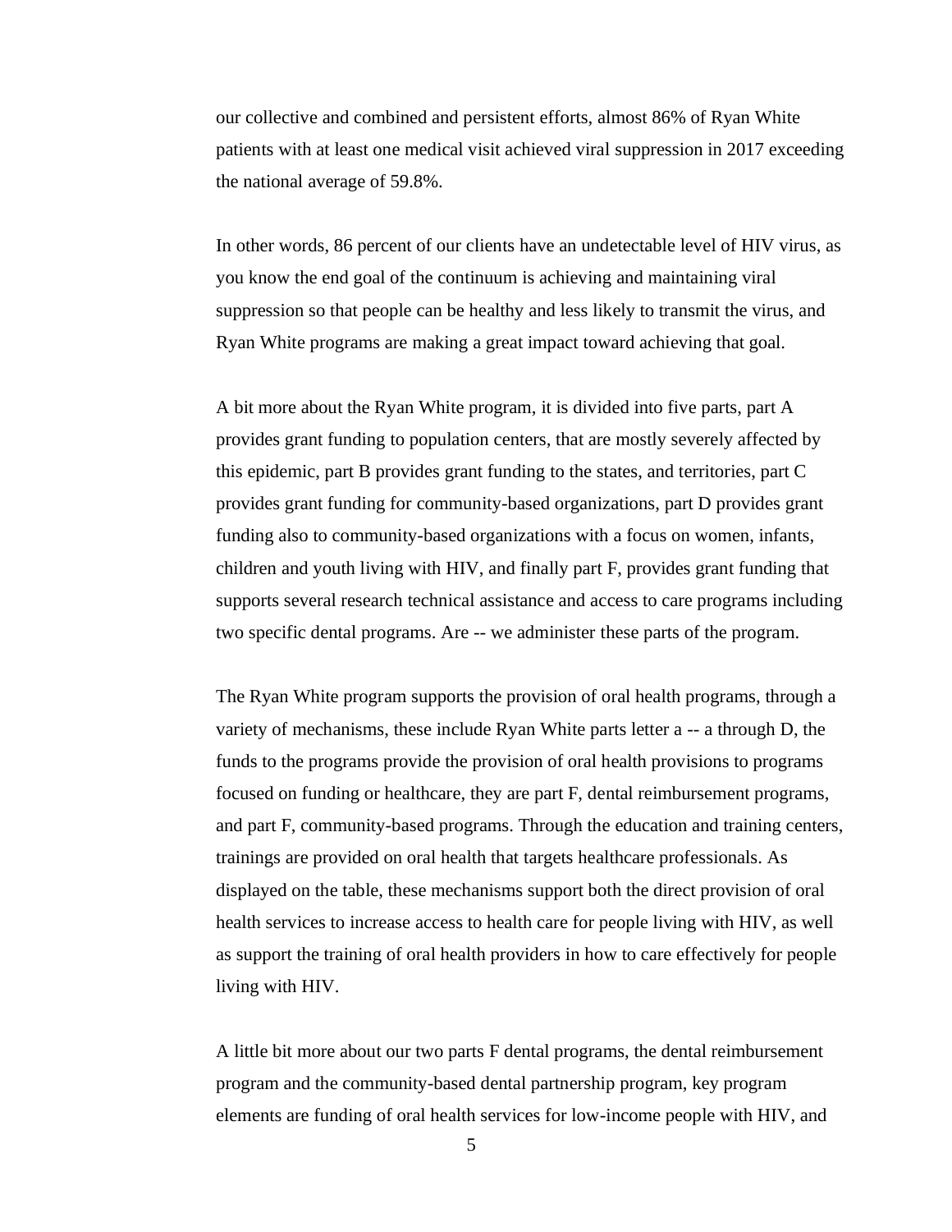our collective and combined and persistent efforts, almost 86% of Ryan White patients with at least one medical visit achieved viral suppression in 2017 exceeding the national average of 59.8%.

In other words, 86 percent of our clients have an undetectable level of HIV virus, as you know the end goal of the continuum is achieving and maintaining viral suppression so that people can be healthy and less likely to transmit the virus, and Ryan White programs are making a great impact toward achieving that goal.

A bit more about the Ryan White program, it is divided into five parts, part A provides grant funding to population centers, that are mostly severely affected by this epidemic, part B provides grant funding to the states, and territories, part C provides grant funding for community-based organizations, part D provides grant funding also to community-based organizations with a focus on women, infants, children and youth living with HIV, and finally part F, provides grant funding that supports several research technical assistance and access to care programs including two specific dental programs. Are -- we administer these parts of the program.

The Ryan White program supports the provision of oral health programs, through a variety of mechanisms, these include Ryan White parts letter a -- a through D, the funds to the programs provide the provision of oral health provisions to programs focused on funding or healthcare, they are part F, dental reimbursement programs, and part F, community-based programs. Through the education and training centers, trainings are provided on oral health that targets healthcare professionals. As displayed on the table, these mechanisms support both the direct provision of oral health services to increase access to health care for people living with HIV, as well as support the training of oral health providers in how to care effectively for people living with HIV.

A little bit more about our two parts F dental programs, the dental reimbursement program and the community-based dental partnership program, key program elements are funding of oral health services for low-income people with HIV, and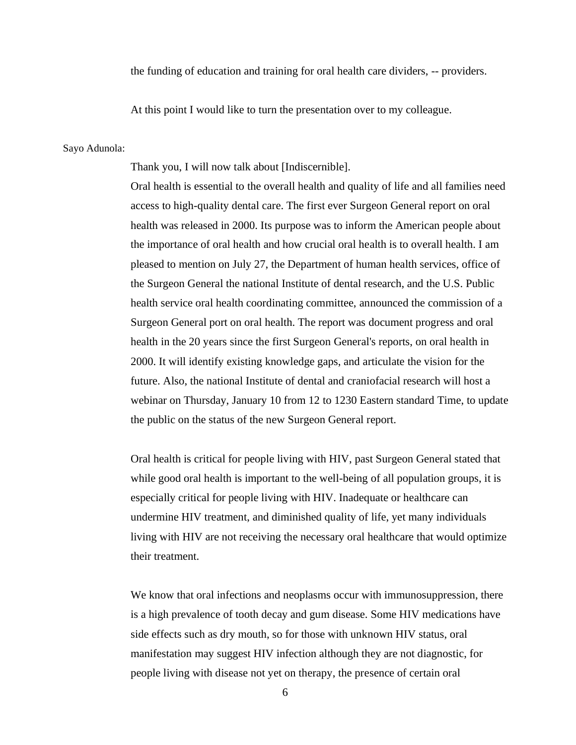the funding of education and training for oral health care dividers, -- providers.

At this point I would like to turn the presentation over to my colleague.

Sayo Adunola:

Thank you, I will now talk about [Indiscernible].
Oral health is essential to the overall health and quality of life and all families need access to high-quality dental care. The first ever Surgeon General report on oral health was released in 2000. Its purpose was to inform the American people about the importance of oral health and how crucial oral health is to overall health. I am pleased to mention on July 27, the Department of human health services, office of the Surgeon General the national Institute of dental research, and the U.S. Public health service oral health coordinating committee, announced the commission of a Surgeon General port on oral health. The report was document progress and oral health in the 20 years since the first Surgeon General's reports, on oral health in 2000. It will identify existing knowledge gaps, and articulate the vision for the future. Also, the national Institute of dental and craniofacial research will host a webinar on Thursday, January 10 from 12 to 1230 Eastern standard Time, to update the public on the status of the new Surgeon General report.

Oral health is critical for people living with HIV, past Surgeon General stated that while good oral health is important to the well-being of all population groups, it is especially critical for people living with HIV. Inadequate or healthcare can undermine HIV treatment, and diminished quality of life, yet many individuals living with HIV are not receiving the necessary oral healthcare that would optimize their treatment.

We know that oral infections and neoplasms occur with immunosuppression, there is a high prevalence of tooth decay and gum disease. Some HIV medications have side effects such as dry mouth, so for those with unknown HIV status, oral manifestation may suggest HIV infection although they are not diagnostic, for people living with disease not yet on therapy, the presence of certain oral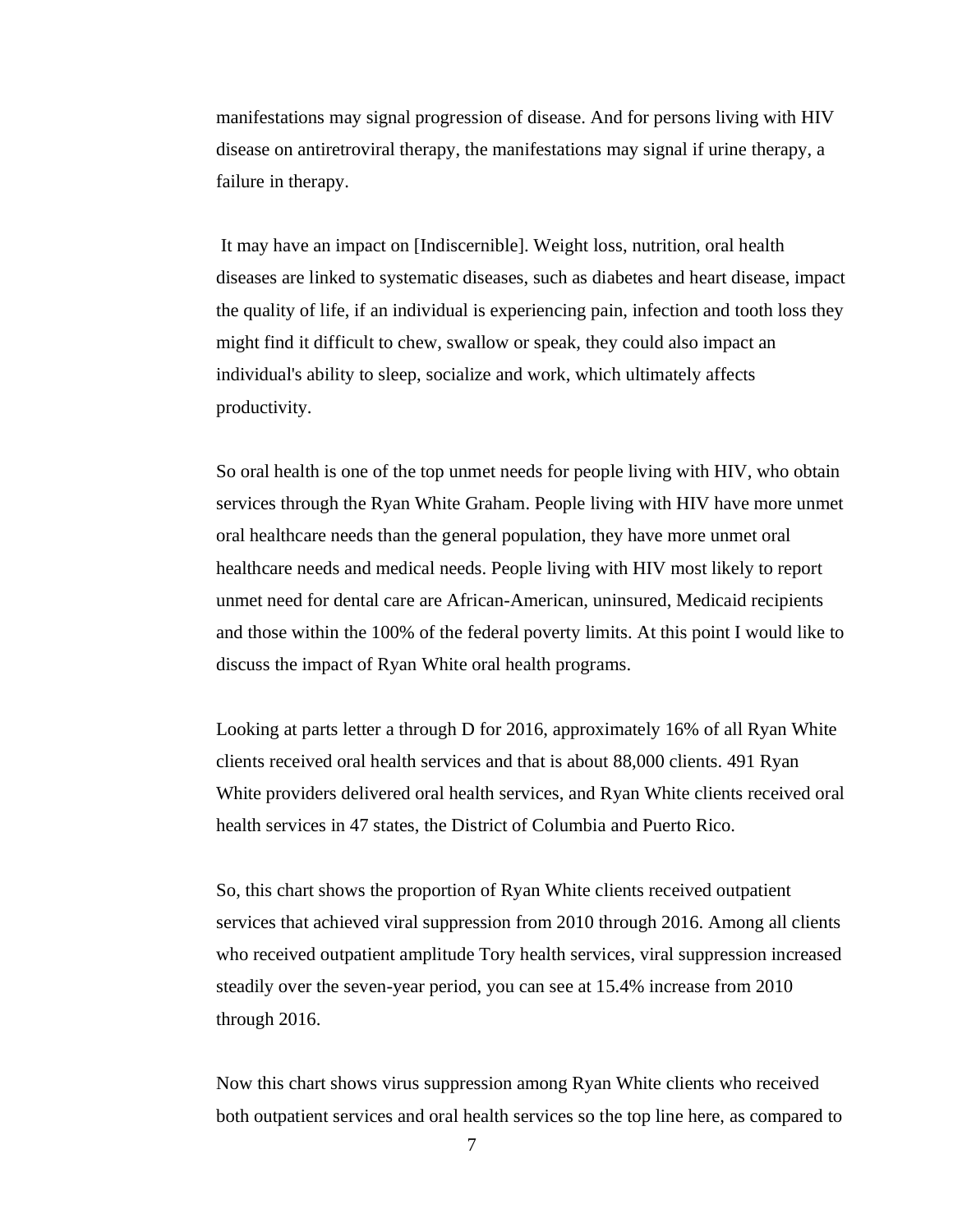manifestations may signal progression of disease. And for persons living with HIV disease on antiretroviral therapy, the manifestations may signal if urine therapy, a failure in therapy.

It may have an impact on [Indiscernible]. Weight loss, nutrition, oral health diseases are linked to systematic diseases, such as diabetes and heart disease, impact the quality of life, if an individual is experiencing pain, infection and tooth loss they might find it difficult to chew, swallow or speak, they could also impact an individual's ability to sleep, socialize and work, which ultimately affects productivity.

So oral health is one of the top unmet needs for people living with HIV, who obtain services through the Ryan White Graham. People living with HIV have more unmet oral healthcare needs than the general population, they have more unmet oral healthcare needs and medical needs. People living with HIV most likely to report unmet need for dental care are African-American, uninsured, Medicaid recipients and those within the 100% of the federal poverty limits. At this point I would like to discuss the impact of Ryan White oral health programs.

Looking at parts letter a through D for 2016, approximately 16% of all Ryan White clients received oral health services and that is about 88,000 clients. 491 Ryan White providers delivered oral health services, and Ryan White clients received oral health services in 47 states, the District of Columbia and Puerto Rico.

So, this chart shows the proportion of Ryan White clients received outpatient services that achieved viral suppression from 2010 through 2016. Among all clients who received outpatient amplitude Tory health services, viral suppression increased steadily over the seven-year period, you can see at 15.4% increase from 2010 through 2016.

Now this chart shows virus suppression among Ryan White clients who received both outpatient services and oral health services so the top line here, as compared to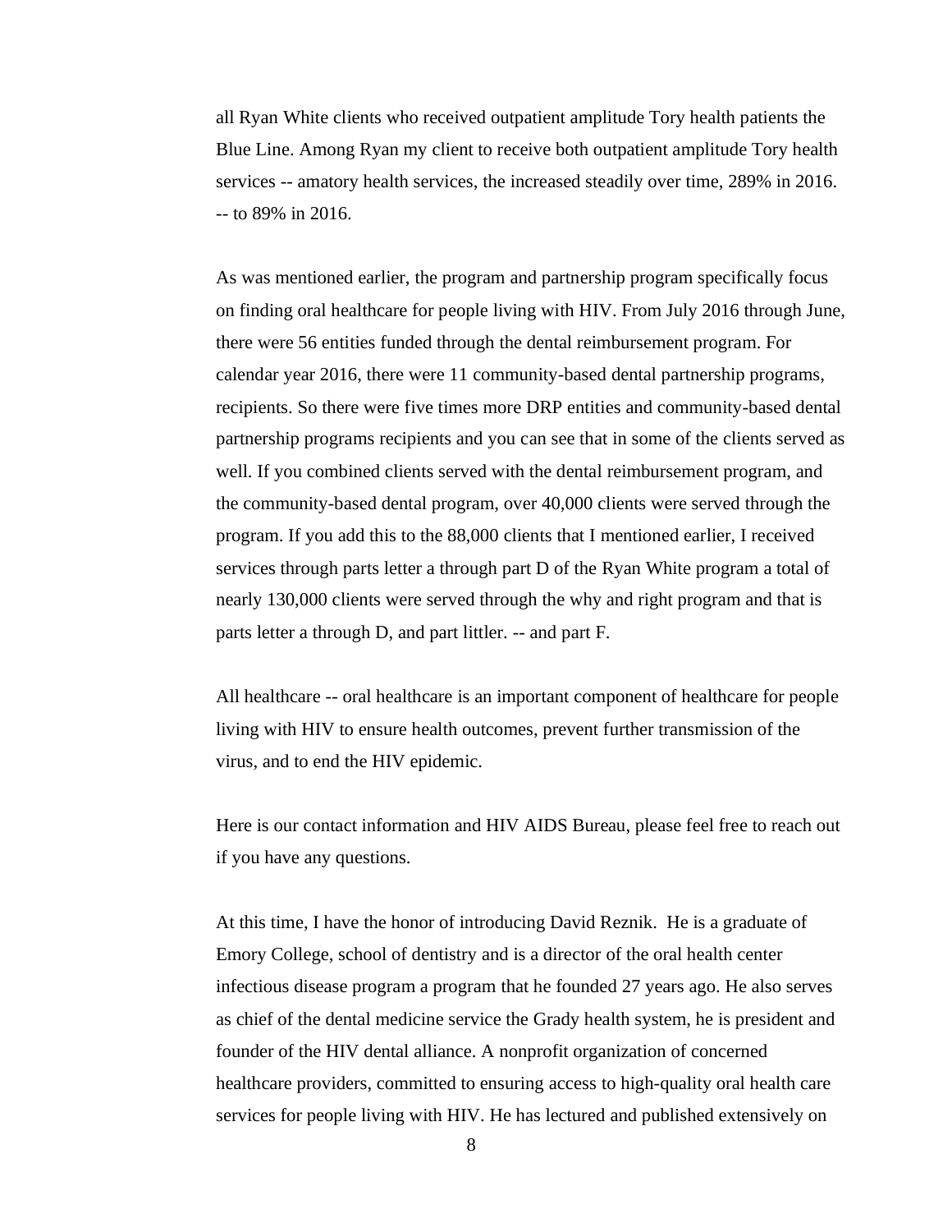all Ryan White clients who received outpatient amplitude Tory health patients the Blue Line. Among Ryan my client to receive both outpatient amplitude Tory health services -- amatory health services, the increased steadily over time, 289% in 2016. -- to 89% in 2016.

As was mentioned earlier, the program and partnership program specifically focus on finding oral healthcare for people living with HIV. From July 2016 through June, there were 56 entities funded through the dental reimbursement program. For calendar year 2016, there were 11 community-based dental partnership programs, recipients. So there were five times more DRP entities and community-based dental partnership programs recipients and you can see that in some of the clients served as well. If you combined clients served with the dental reimbursement program, and the community-based dental program, over 40,000 clients were served through the program. If you add this to the 88,000 clients that I mentioned earlier, I received services through parts letter a through part D of the Ryan White program a total of nearly 130,000 clients were served through the why and right program and that is parts letter a through D, and part littler. -- and part F.

All healthcare -- oral healthcare is an important component of healthcare for people living with HIV to ensure health outcomes, prevent further transmission of the virus, and to end the HIV epidemic.

Here is our contact information and HIV AIDS Bureau, please feel free to reach out if you have any questions.

At this time, I have the honor of introducing David Reznik. He is a graduate of Emory College, school of dentistry and is a director of the oral health center infectious disease program a program that he founded 27 years ago. He also serves as chief of the dental medicine service the Grady health system, he is president and founder of the HIV dental alliance. A nonprofit organization of concerned healthcare providers, committed to ensuring access to high-quality oral health care services for people living with HIV. He has lectured and published extensively on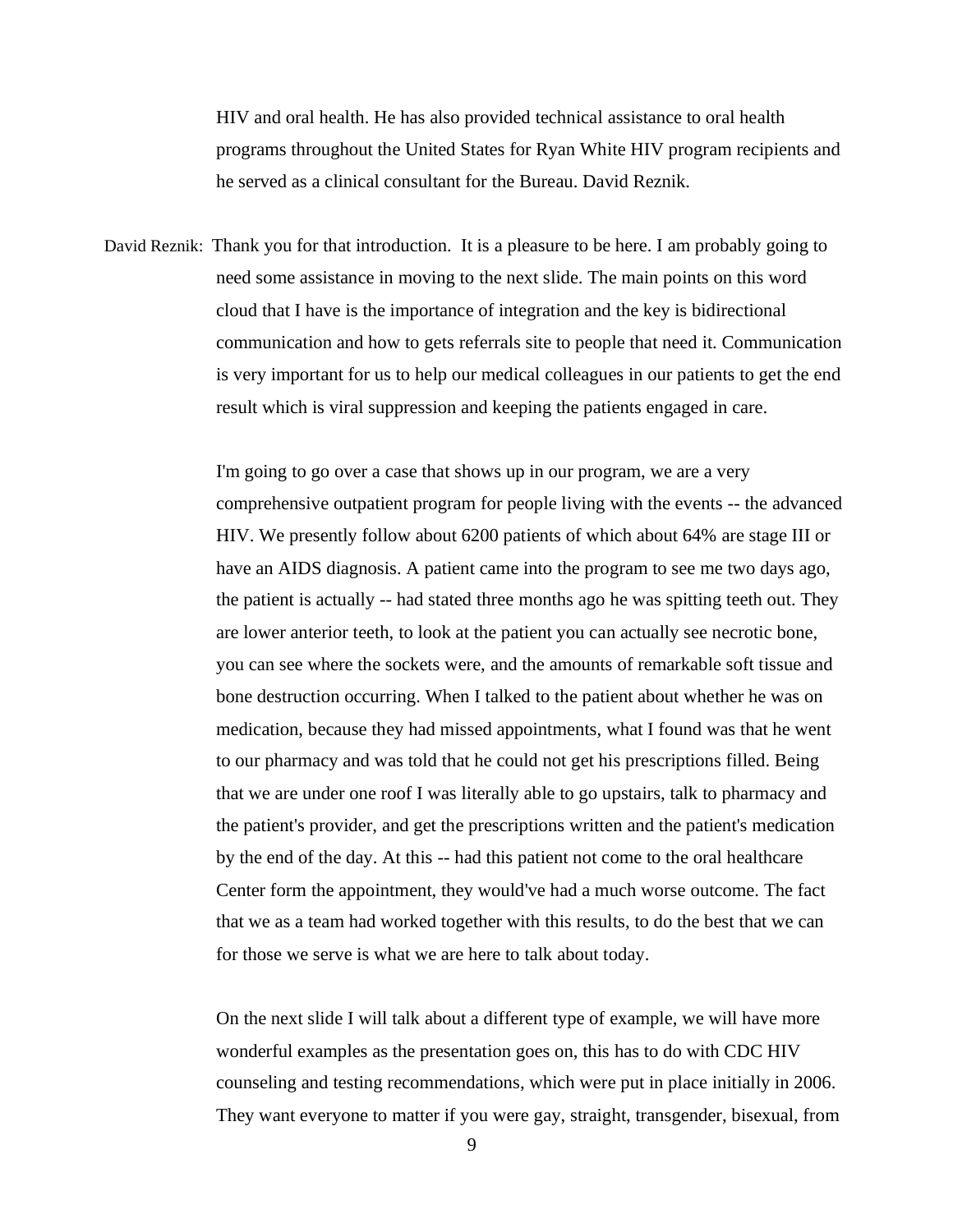HIV and oral health. He has also provided technical assistance to oral health programs throughout the United States for Ryan White HIV program recipients and he served as a clinical consultant for the Bureau. David Reznik.

David Reznik: Thank you for that introduction. It is a pleasure to be here. I am probably going to need some assistance in moving to the next slide. The main points on this word cloud that I have is the importance of integration and the key is bidirectional communication and how to gets referrals site to people that need it. Communication is very important for us to help our medical colleagues in our patients to get the end result which is viral suppression and keeping the patients engaged in care.

I'm going to go over a case that shows up in our program, we are a very comprehensive outpatient program for people living with the events -- the advanced HIV. We presently follow about 6200 patients of which about 64% are stage III or have an AIDS diagnosis. A patient came into the program to see me two days ago, the patient is actually -- had stated three months ago he was spitting teeth out. They are lower anterior teeth, to look at the patient you can actually see necrotic bone, you can see where the sockets were, and the amounts of remarkable soft tissue and bone destruction occurring. When I talked to the patient about whether he was on medication, because they had missed appointments, what I found was that he went to our pharmacy and was told that he could not get his prescriptions filled. Being that we are under one roof I was literally able to go upstairs, talk to pharmacy and the patient's provider, and get the prescriptions written and the patient's medication by the end of the day. At this -- had this patient not come to the oral healthcare Center form the appointment, they would've had a much worse outcome. The fact that we as a team had worked together with this results, to do the best that we can for those we serve is what we are here to talk about today.

On the next slide I will talk about a different type of example, we will have more wonderful examples as the presentation goes on, this has to do with CDC HIV counseling and testing recommendations, which were put in place initially in 2006. They want everyone to matter if you were gay, straight, transgender, bisexual, from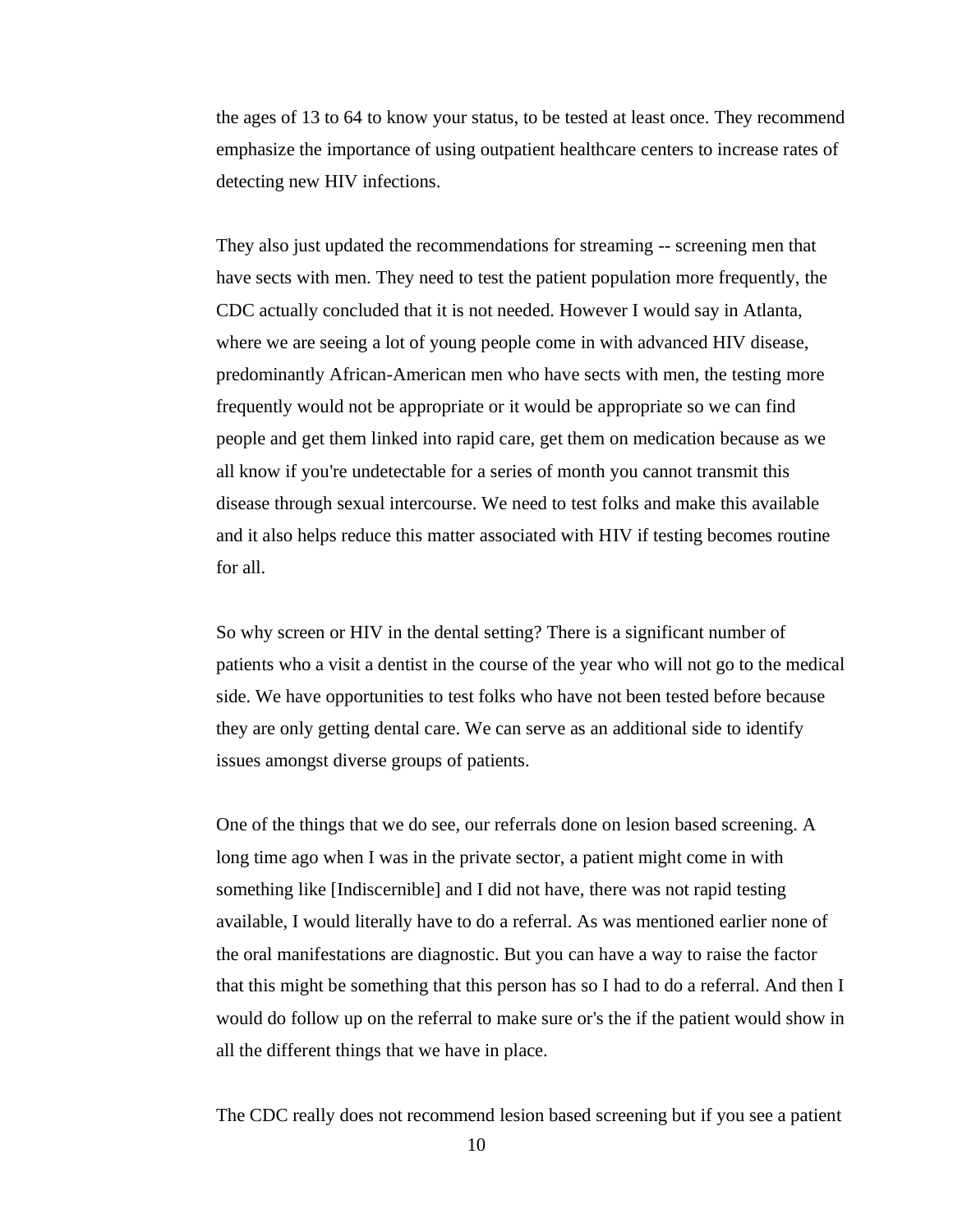the ages of 13 to 64 to know your status, to be tested at least once. They recommend emphasize the importance of using outpatient healthcare centers to increase rates of detecting new HIV infections.

They also just updated the recommendations for streaming -- screening men that have sects with men. They need to test the patient population more frequently, the CDC actually concluded that it is not needed. However I would say in Atlanta, where we are seeing a lot of young people come in with advanced HIV disease, predominantly African-American men who have sects with men, the testing more frequently would not be appropriate or it would be appropriate so we can find people and get them linked into rapid care, get them on medication because as we all know if you're undetectable for a series of month you cannot transmit this disease through sexual intercourse. We need to test folks and make this available and it also helps reduce this matter associated with HIV if testing becomes routine for all.

So why screen or HIV in the dental setting? There is a significant number of patients who a visit a dentist in the course of the year who will not go to the medical side. We have opportunities to test folks who have not been tested before because they are only getting dental care. We can serve as an additional side to identify issues amongst diverse groups of patients.

One of the things that we do see, our referrals done on lesion based screening. A long time ago when I was in the private sector, a patient might come in with something like [Indiscernible] and I did not have, there was not rapid testing available, I would literally have to do a referral. As was mentioned earlier none of the oral manifestations are diagnostic. But you can have a way to raise the factor that this might be something that this person has so I had to do a referral. And then I would do follow up on the referral to make sure or's the if the patient would show in all the different things that we have in place.

The CDC really does not recommend lesion based screening but if you see a patient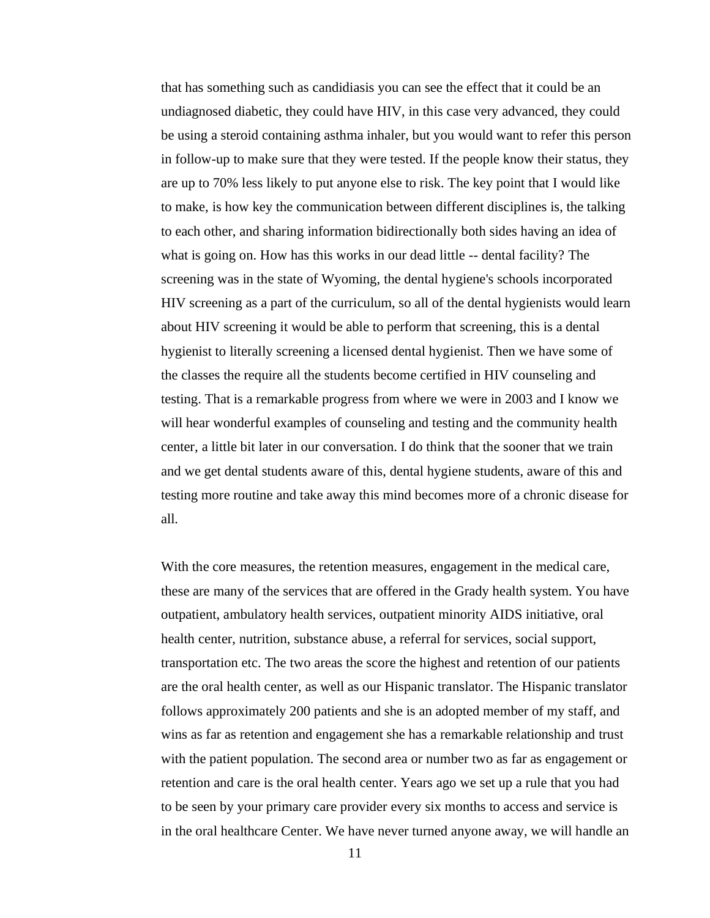that has something such as candidiasis you can see the effect that it could be an undiagnosed diabetic, they could have HIV, in this case very advanced, they could be using a steroid containing asthma inhaler, but you would want to refer this person in follow-up to make sure that they were tested. If the people know their status, they are up to 70% less likely to put anyone else to risk. The key point that I would like to make, is how key the communication between different disciplines is, the talking to each other, and sharing information bidirectionally both sides having an idea of what is going on. How has this works in our dead little -- dental facility? The screening was in the state of Wyoming, the dental hygiene's schools incorporated HIV screening as a part of the curriculum, so all of the dental hygienists would learn about HIV screening it would be able to perform that screening, this is a dental hygienist to literally screening a licensed dental hygienist. Then we have some of the classes the require all the students become certified in HIV counseling and testing. That is a remarkable progress from where we were in 2003 and I know we will hear wonderful examples of counseling and testing and the community health center, a little bit later in our conversation. I do think that the sooner that we train and we get dental students aware of this, dental hygiene students, aware of this and testing more routine and take away this mind becomes more of a chronic disease for all.

With the core measures, the retention measures, engagement in the medical care, these are many of the services that are offered in the Grady health system. You have outpatient, ambulatory health services, outpatient minority AIDS initiative, oral health center, nutrition, substance abuse, a referral for services, social support, transportation etc. The two areas the score the highest and retention of our patients are the oral health center, as well as our Hispanic translator. The Hispanic translator follows approximately 200 patients and she is an adopted member of my staff, and wins as far as retention and engagement she has a remarkable relationship and trust with the patient population. The second area or number two as far as engagement or retention and care is the oral health center. Years ago we set up a rule that you had to be seen by your primary care provider every six months to access and service is in the oral healthcare Center. We have never turned anyone away, we will handle an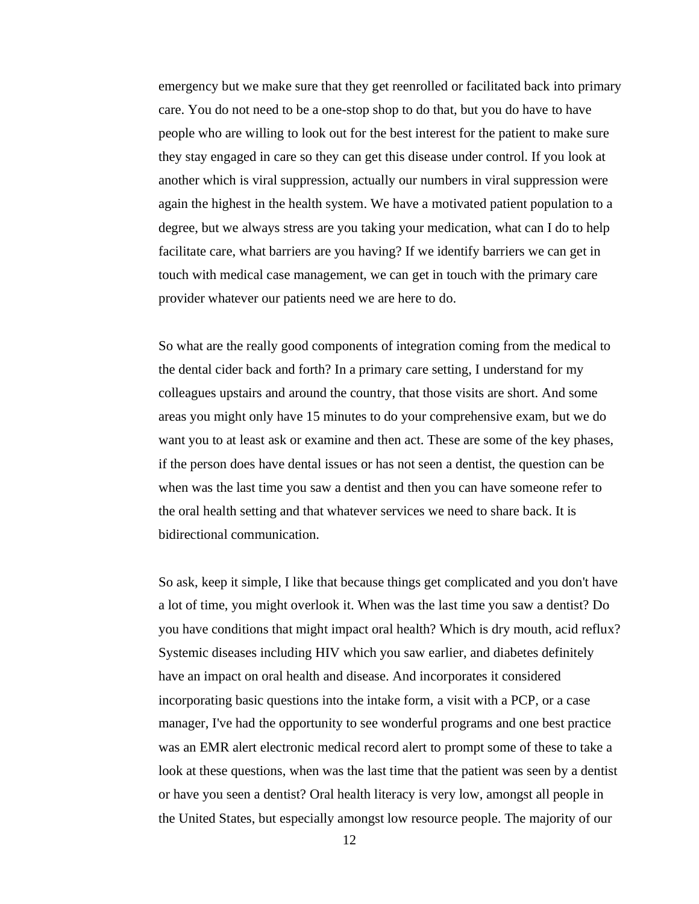emergency but we make sure that they get reenrolled or facilitated back into primary care. You do not need to be a one-stop shop to do that, but you do have to have people who are willing to look out for the best interest for the patient to make sure they stay engaged in care so they can get this disease under control. If you look at another which is viral suppression, actually our numbers in viral suppression were again the highest in the health system. We have a motivated patient population to a degree, but we always stress are you taking your medication, what can I do to help facilitate care, what barriers are you having? If we identify barriers we can get in touch with medical case management, we can get in touch with the primary care provider whatever our patients need we are here to do.

So what are the really good components of integration coming from the medical to the dental cider back and forth? In a primary care setting, I understand for my colleagues upstairs and around the country, that those visits are short. And some areas you might only have 15 minutes to do your comprehensive exam, but we do want you to at least ask or examine and then act. These are some of the key phases, if the person does have dental issues or has not seen a dentist, the question can be when was the last time you saw a dentist and then you can have someone refer to the oral health setting and that whatever services we need to share back. It is bidirectional communication.

So ask, keep it simple, I like that because things get complicated and you don't have a lot of time, you might overlook it. When was the last time you saw a dentist? Do you have conditions that might impact oral health? Which is dry mouth, acid reflux? Systemic diseases including HIV which you saw earlier, and diabetes definitely have an impact on oral health and disease. And incorporates it considered incorporating basic questions into the intake form, a visit with a PCP, or a case manager, I've had the opportunity to see wonderful programs and one best practice was an EMR alert electronic medical record alert to prompt some of these to take a look at these questions, when was the last time that the patient was seen by a dentist or have you seen a dentist? Oral health literacy is very low, amongst all people in the United States, but especially amongst low resource people. The majority of our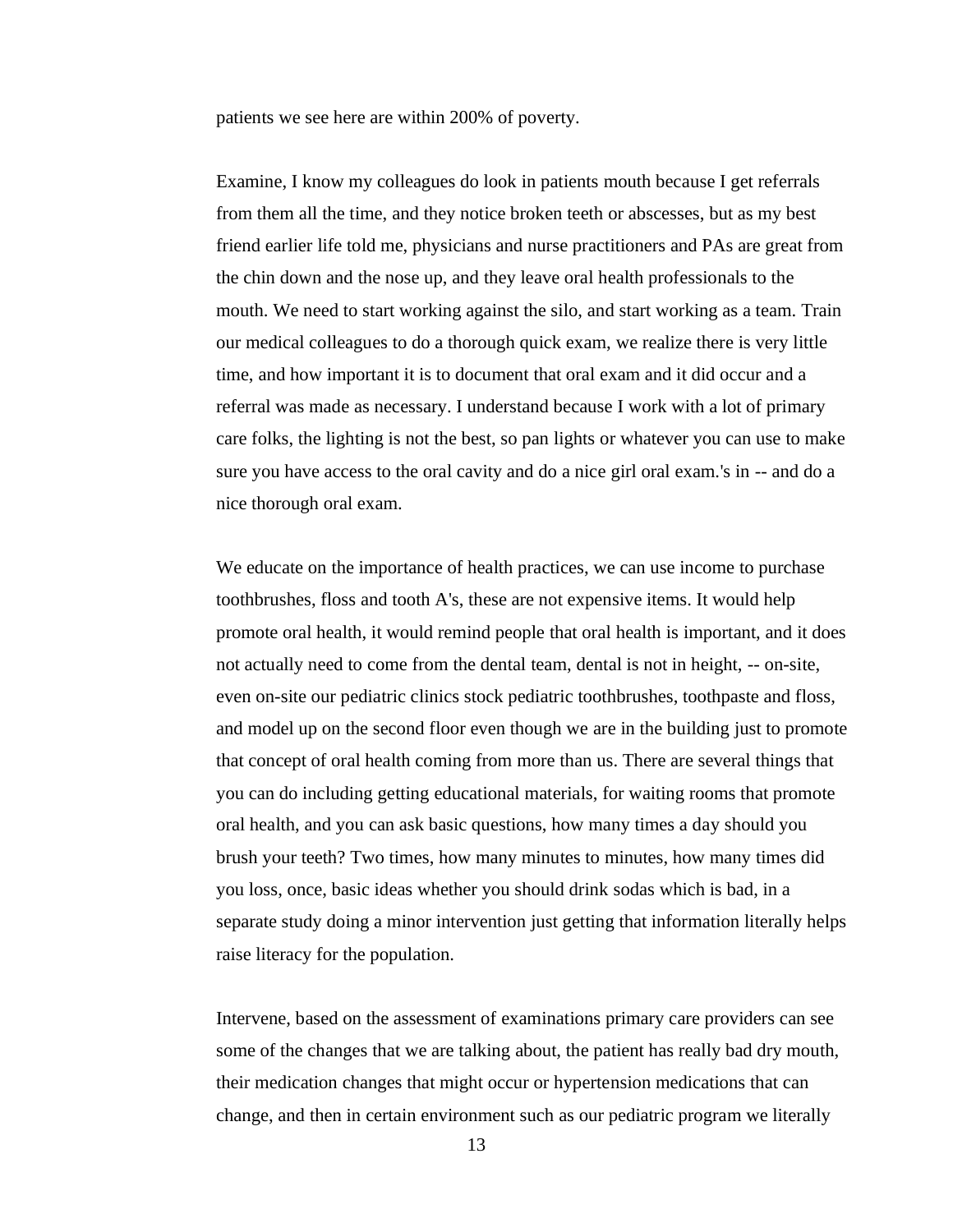patients we see here are within 200% of poverty.

Examine, I know my colleagues do look in patients mouth because I get referrals from them all the time, and they notice broken teeth or abscesses, but as my best friend earlier life told me, physicians and nurse practitioners and PAs are great from the chin down and the nose up, and they leave oral health professionals to the mouth. We need to start working against the silo, and start working as a team. Train our medical colleagues to do a thorough quick exam, we realize there is very little time, and how important it is to document that oral exam and it did occur and a referral was made as necessary. I understand because I work with a lot of primary care folks, the lighting is not the best, so pan lights or whatever you can use to make sure you have access to the oral cavity and do a nice girl oral exam.'s in -- and do a nice thorough oral exam.

We educate on the importance of health practices, we can use income to purchase toothbrushes, floss and tooth A's, these are not expensive items. It would help promote oral health, it would remind people that oral health is important, and it does not actually need to come from the dental team, dental is not in height, -- on-site, even on-site our pediatric clinics stock pediatric toothbrushes, toothpaste and floss, and model up on the second floor even though we are in the building just to promote that concept of oral health coming from more than us. There are several things that you can do including getting educational materials, for waiting rooms that promote oral health, and you can ask basic questions, how many times a day should you brush your teeth? Two times, how many minutes to minutes, how many times did you loss, once, basic ideas whether you should drink sodas which is bad, in a separate study doing a minor intervention just getting that information literally helps raise literacy for the population.

Intervene, based on the assessment of examinations primary care providers can see some of the changes that we are talking about, the patient has really bad dry mouth, their medication changes that might occur or hypertension medications that can change, and then in certain environment such as our pediatric program we literally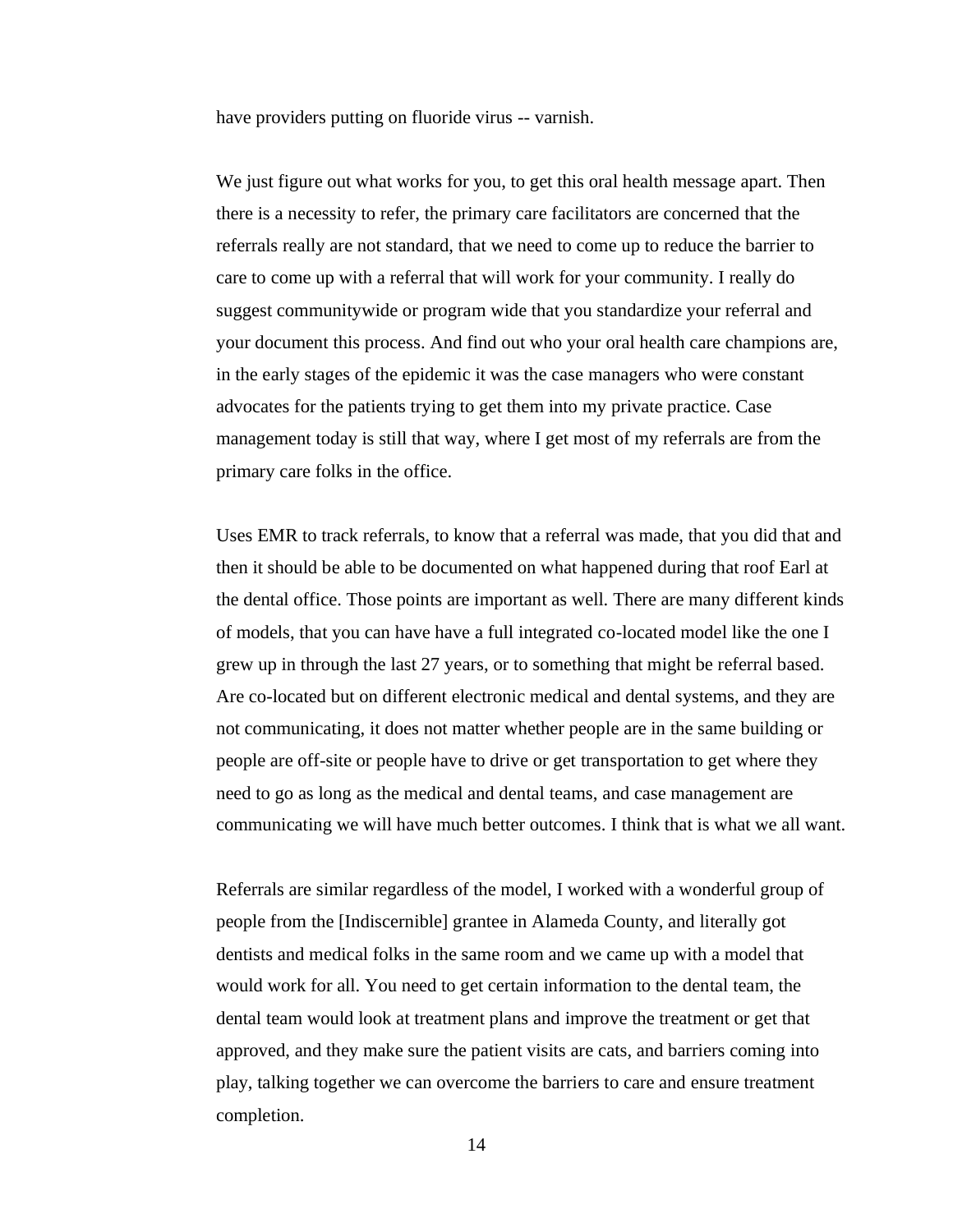have providers putting on fluoride virus -- varnish.

We just figure out what works for you, to get this oral health message apart. Then there is a necessity to refer, the primary care facilitators are concerned that the referrals really are not standard, that we need to come up to reduce the barrier to care to come up with a referral that will work for your community. I really do suggest communitywide or program wide that you standardize your referral and your document this process. And find out who your oral health care champions are, in the early stages of the epidemic it was the case managers who were constant advocates for the patients trying to get them into my private practice. Case management today is still that way, where I get most of my referrals are from the primary care folks in the office.

Uses EMR to track referrals, to know that a referral was made, that you did that and then it should be able to be documented on what happened during that roof Earl at the dental office. Those points are important as well. There are many different kinds of models, that you can have have a full integrated co-located model like the one I grew up in through the last 27 years, or to something that might be referral based. Are co-located but on different electronic medical and dental systems, and they are not communicating, it does not matter whether people are in the same building or people are off-site or people have to drive or get transportation to get where they need to go as long as the medical and dental teams, and case management are communicating we will have much better outcomes. I think that is what we all want.

Referrals are similar regardless of the model, I worked with a wonderful group of people from the [Indiscernible] grantee in Alameda County, and literally got dentists and medical folks in the same room and we came up with a model that would work for all. You need to get certain information to the dental team, the dental team would look at treatment plans and improve the treatment or get that approved, and they make sure the patient visits are cats, and barriers coming into play, talking together we can overcome the barriers to care and ensure treatment completion.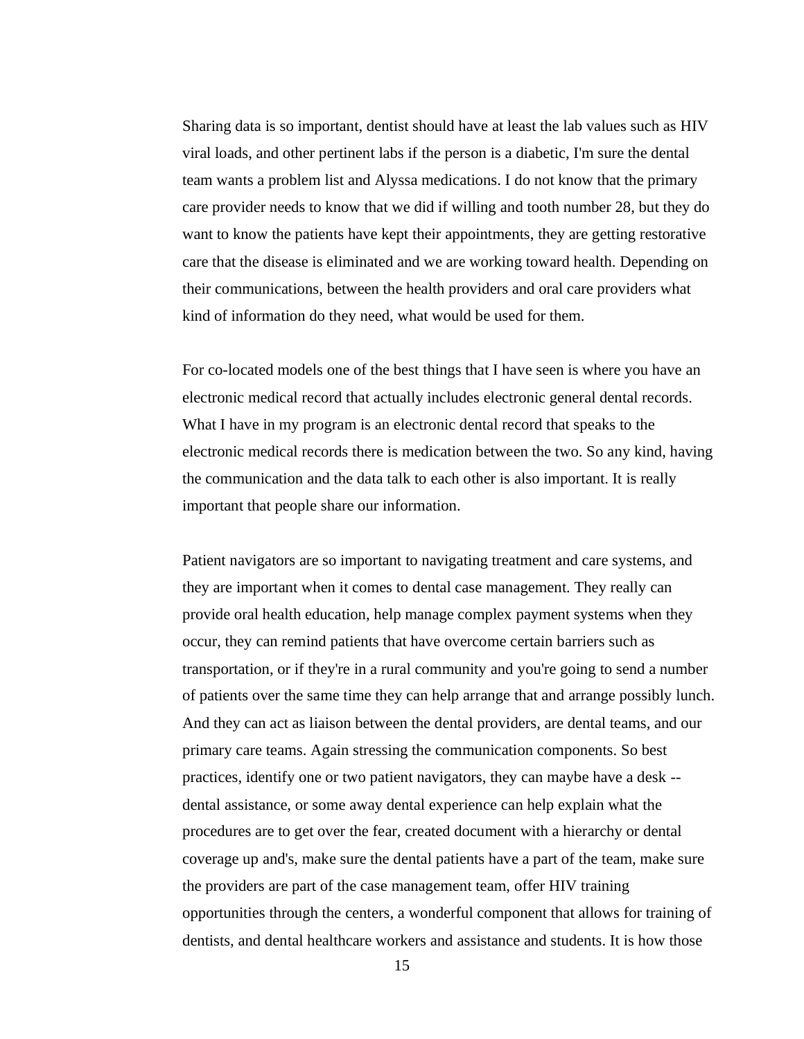Sharing data is so important, dentist should have at least the lab values such as HIV viral loads, and other pertinent labs if the person is a diabetic, I'm sure the dental team wants a problem list and Alyssa medications. I do not know that the primary care provider needs to know that we did if willing and tooth number 28, but they do want to know the patients have kept their appointments, they are getting restorative care that the disease is eliminated and we are working toward health. Depending on their communications, between the health providers and oral care providers what kind of information do they need, what would be used for them.

For co-located models one of the best things that I have seen is where you have an electronic medical record that actually includes electronic general dental records. What I have in my program is an electronic dental record that speaks to the electronic medical records there is medication between the two. So any kind, having the communication and the data talk to each other is also important. It is really important that people share our information.

Patient navigators are so important to navigating treatment and care systems, and they are important when it comes to dental case management. They really can provide oral health education, help manage complex payment systems when they occur, they can remind patients that have overcome certain barriers such as transportation, or if they're in a rural community and you're going to send a number of patients over the same time they can help arrange that and arrange possibly lunch. And they can act as liaison between the dental providers, are dental teams, and our primary care teams. Again stressing the communication components. So best practices, identify one or two patient navigators, they can maybe have a desk -- dental assistance, or some away dental experience can help explain what the procedures are to get over the fear, created document with a hierarchy or dental coverage up and's, make sure the dental patients have a part of the team, make sure the providers are part of the case management team, offer HIV training opportunities through the centers, a wonderful component that allows for training of dentists, and dental healthcare workers and assistance and students. It is how those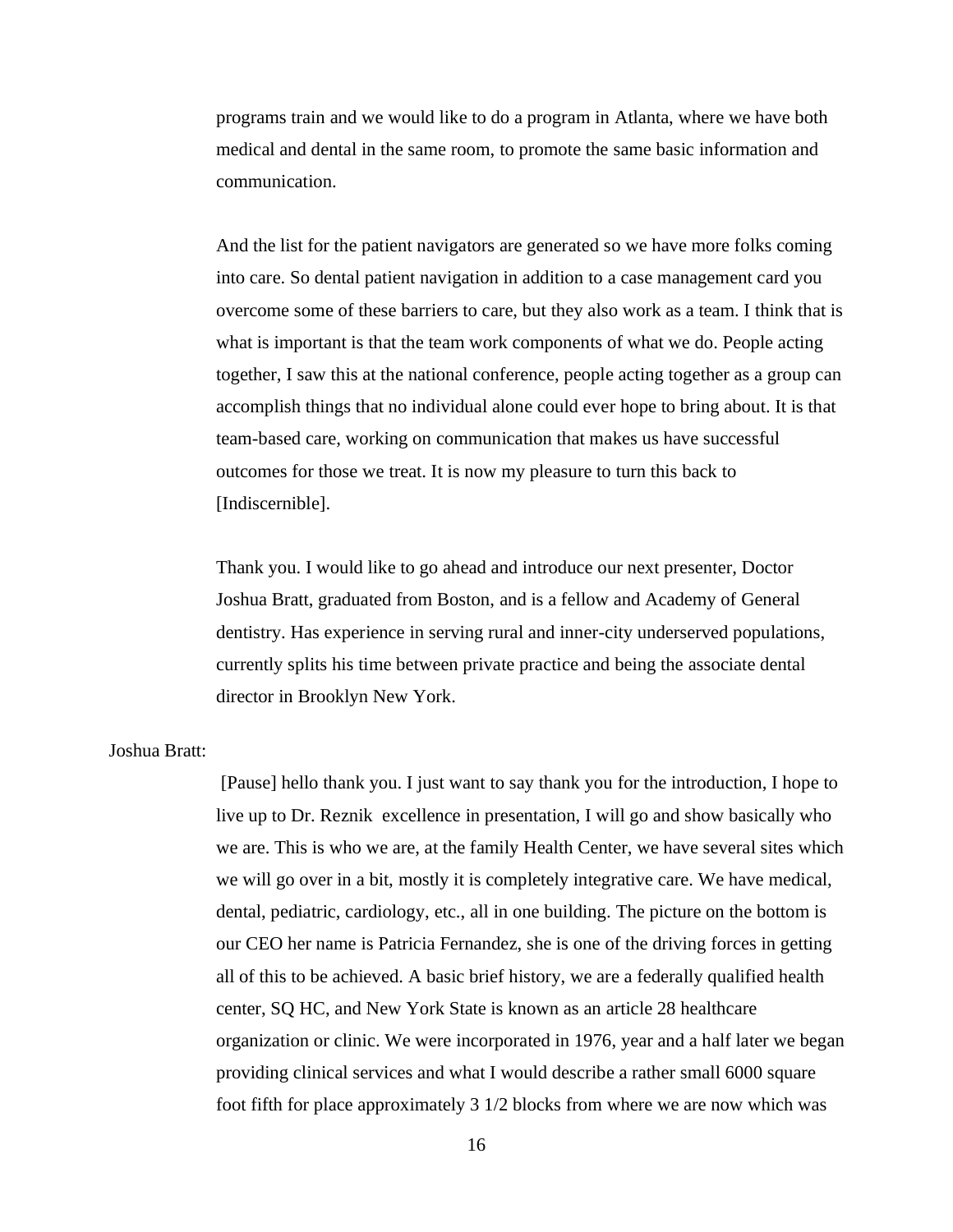programs train and we would like to do a program in Atlanta, where we have both medical and dental in the same room, to promote the same basic information and communication.

And the list for the patient navigators are generated so we have more folks coming into care. So dental patient navigation in addition to a case management card you overcome some of these barriers to care, but they also work as a team. I think that is what is important is that the team work components of what we do. People acting together, I saw this at the national conference, people acting together as a group can accomplish things that no individual alone could ever hope to bring about. It is that team-based care, working on communication that makes us have successful outcomes for those we treat. It is now my pleasure to turn this back to [Indiscernible].

Thank you. I would like to go ahead and introduce our next presenter, Doctor Joshua Bratt, graduated from Boston, and is a fellow and Academy of General dentistry. Has experience in serving rural and inner-city underserved populations, currently splits his time between private practice and being the associate dental director in Brooklyn New York.

Joshua Bratt:

[Pause] hello thank you. I just want to say thank you for the introduction, I hope to live up to Dr. Reznik excellence in presentation, I will go and show basically who we are. This is who we are, at the family Health Center, we have several sites which we will go over in a bit, mostly it is completely integrative care. We have medical, dental, pediatric, cardiology, etc., all in one building. The picture on the bottom is our CEO her name is Patricia Fernandez, she is one of the driving forces in getting all of this to be achieved. A basic brief history, we are a federally qualified health center, SQ HC, and New York State is known as an article 28 healthcare organization or clinic. We were incorporated in 1976, year and a half later we began providing clinical services and what I would describe a rather small 6000 square foot fifth for place approximately 3 1/2 blocks from where we are now which was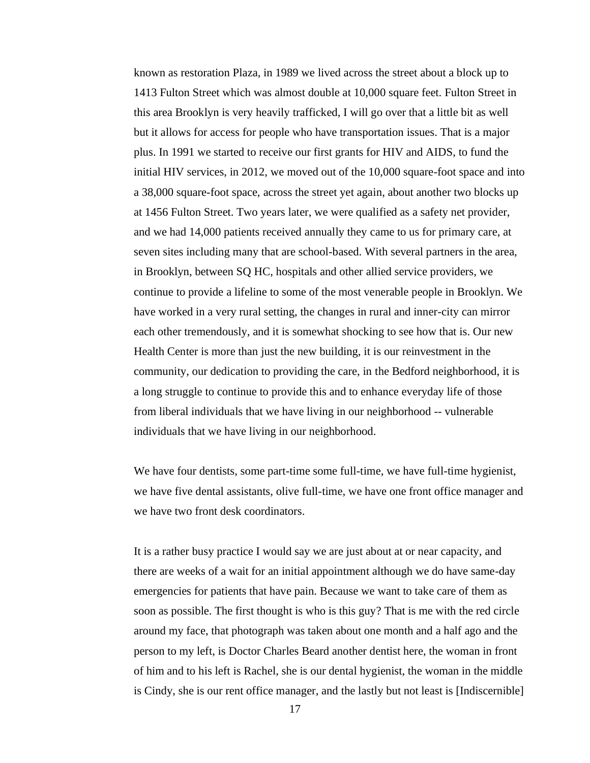known as restoration Plaza, in 1989 we lived across the street about a block up to 1413 Fulton Street which was almost double at 10,000 square feet. Fulton Street in this area Brooklyn is very heavily trafficked, I will go over that a little bit as well but it allows for access for people who have transportation issues. That is a major plus. In 1991 we started to receive our first grants for HIV and AIDS, to fund the initial HIV services, in 2012, we moved out of the 10,000 square-foot space and into a 38,000 square-foot space, across the street yet again, about another two blocks up at 1456 Fulton Street. Two years later, we were qualified as a safety net provider, and we had 14,000 patients received annually they came to us for primary care, at seven sites including many that are school-based. With several partners in the area, in Brooklyn, between SQ HC, hospitals and other allied service providers, we continue to provide a lifeline to some of the most venerable people in Brooklyn. We have worked in a very rural setting, the changes in rural and inner-city can mirror each other tremendously, and it is somewhat shocking to see how that is. Our new Health Center is more than just the new building, it is our reinvestment in the community, our dedication to providing the care, in the Bedford neighborhood, it is a long struggle to continue to provide this and to enhance everyday life of those from liberal individuals that we have living in our neighborhood -- vulnerable individuals that we have living in our neighborhood.

We have four dentists, some part-time some full-time, we have full-time hygienist, we have five dental assistants, olive full-time, we have one front office manager and we have two front desk coordinators.

It is a rather busy practice I would say we are just about at or near capacity, and there are weeks of a wait for an initial appointment although we do have same-day emergencies for patients that have pain. Because we want to take care of them as soon as possible. The first thought is who is this guy? That is me with the red circle around my face, that photograph was taken about one month and a half ago and the person to my left, is Doctor Charles Beard another dentist here, the woman in front of him and to his left is Rachel, she is our dental hygienist, the woman in the middle is Cindy, she is our rent office manager, and the lastly but not least is [Indiscernible]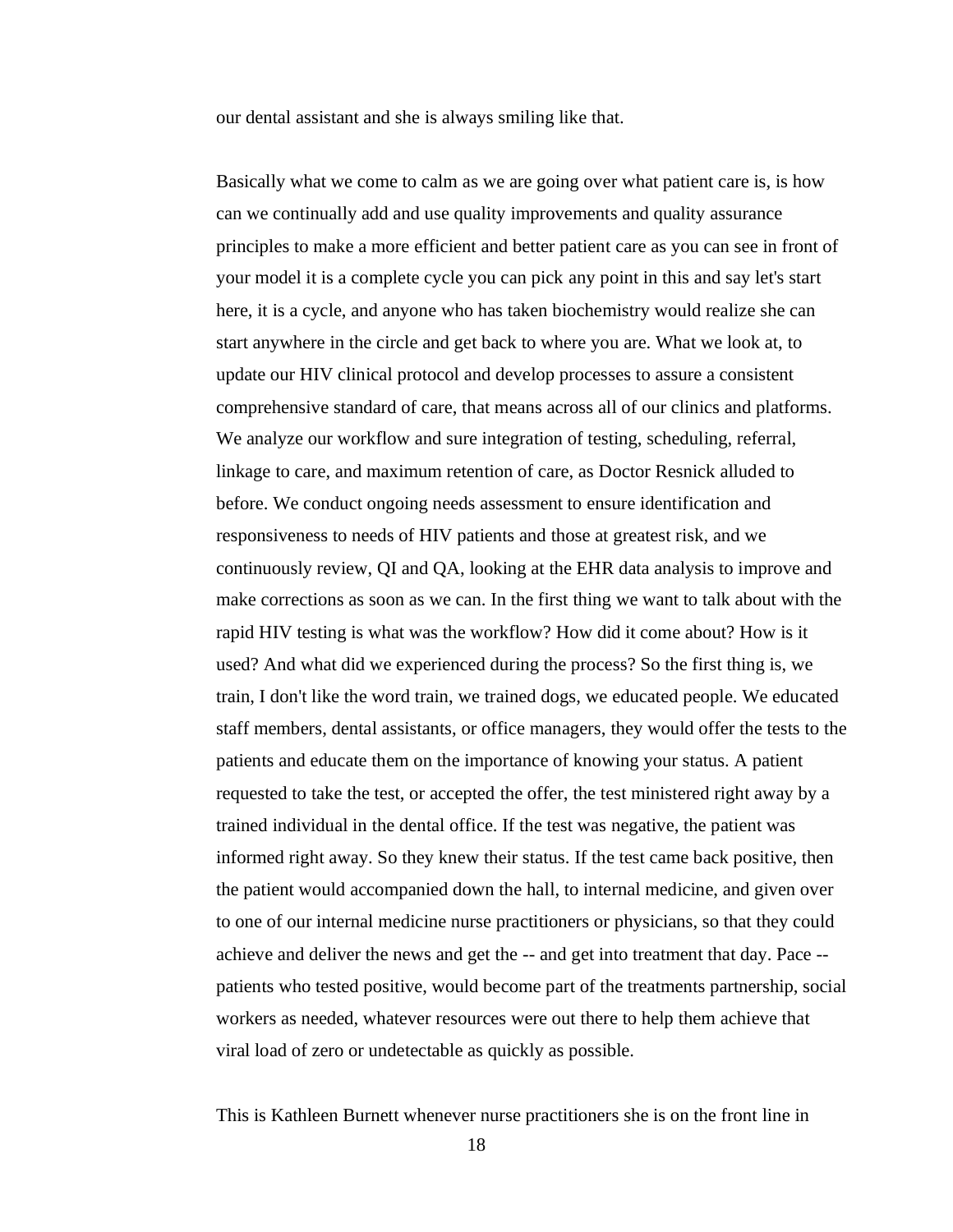our dental assistant and she is always smiling like that.

Basically what we come to calm as we are going over what patient care is, is how can we continually add and use quality improvements and quality assurance principles to make a more efficient and better patient care as you can see in front of your model it is a complete cycle you can pick any point in this and say let's start here, it is a cycle, and anyone who has taken biochemistry would realize she can start anywhere in the circle and get back to where you are. What we look at, to update our HIV clinical protocol and develop processes to assure a consistent comprehensive standard of care, that means across all of our clinics and platforms. We analyze our workflow and sure integration of testing, scheduling, referral, linkage to care, and maximum retention of care, as Doctor Resnick alluded to before. We conduct ongoing needs assessment to ensure identification and responsiveness to needs of HIV patients and those at greatest risk, and we continuously review, QI and QA, looking at the EHR data analysis to improve and make corrections as soon as we can. In the first thing we want to talk about with the rapid HIV testing is what was the workflow? How did it come about? How is it used? And what did we experienced during the process? So the first thing is, we train, I don't like the word train, we trained dogs, we educated people. We educated staff members, dental assistants, or office managers, they would offer the tests to the patients and educate them on the importance of knowing your status. A patient requested to take the test, or accepted the offer, the test ministered right away by a trained individual in the dental office. If the test was negative, the patient was informed right away. So they knew their status. If the test came back positive, then the patient would accompanied down the hall, to internal medicine, and given over to one of our internal medicine nurse practitioners or physicians, so that they could achieve and deliver the news and get the -- and get into treatment that day. Pace -- patients who tested positive, would become part of the treatments partnership, social workers as needed, whatever resources were out there to help them achieve that viral load of zero or undetectable as quickly as possible.

This is Kathleen Burnett whenever nurse practitioners she is on the front line in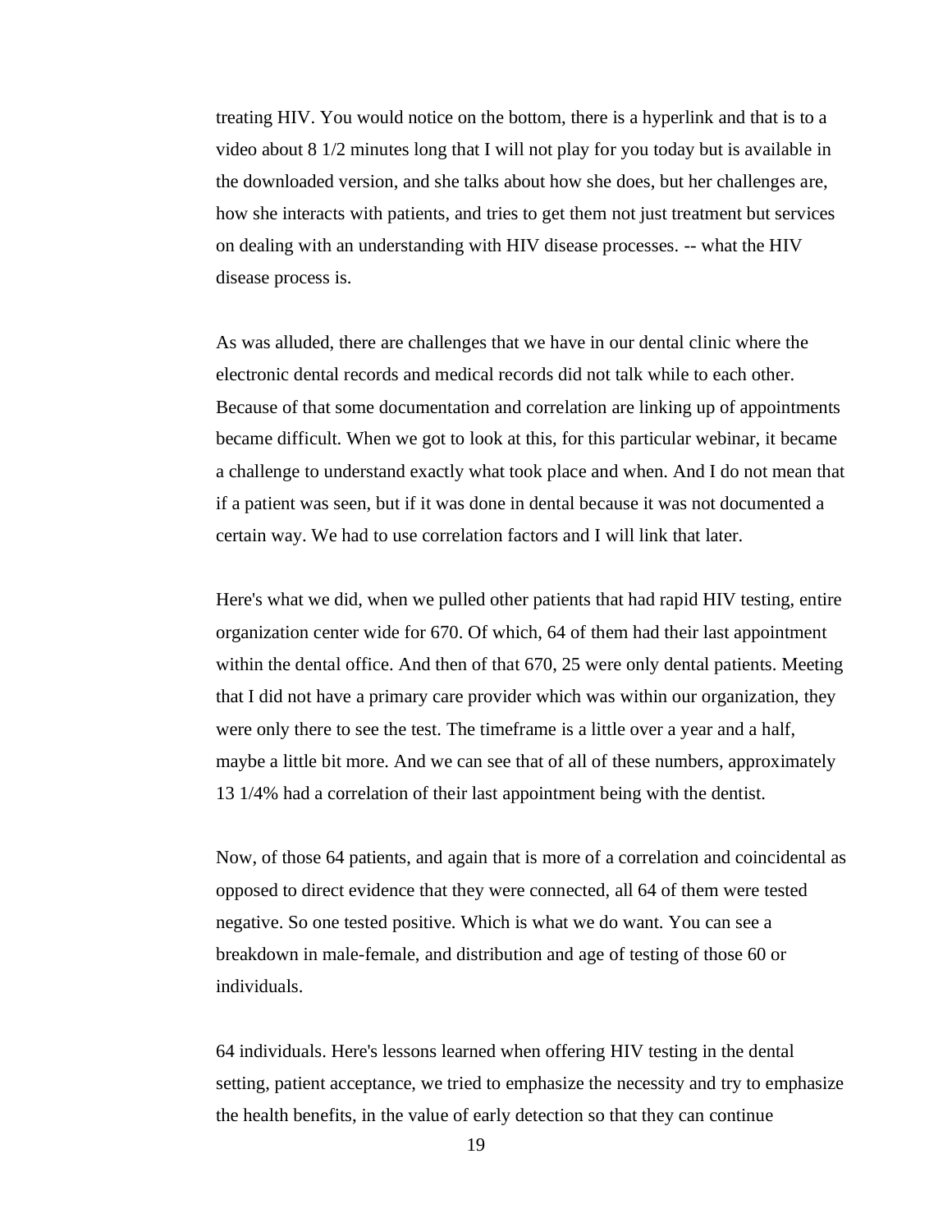treating HIV. You would notice on the bottom, there is a hyperlink and that is to a video about 8 1/2 minutes long that I will not play for you today but is available in the downloaded version, and she talks about how she does, but her challenges are, how she interacts with patients, and tries to get them not just treatment but services on dealing with an understanding with HIV disease processes. -- what the HIV disease process is.

As was alluded, there are challenges that we have in our dental clinic where the electronic dental records and medical records did not talk while to each other. Because of that some documentation and correlation are linking up of appointments became difficult. When we got to look at this, for this particular webinar, it became a challenge to understand exactly what took place and when. And I do not mean that if a patient was seen, but if it was done in dental because it was not documented a certain way. We had to use correlation factors and I will link that later.

Here's what we did, when we pulled other patients that had rapid HIV testing, entire organization center wide for 670. Of which, 64 of them had their last appointment within the dental office. And then of that 670, 25 were only dental patients. Meeting that I did not have a primary care provider which was within our organization, they were only there to see the test. The timeframe is a little over a year and a half, maybe a little bit more. And we can see that of all of these numbers, approximately 13 1/4% had a correlation of their last appointment being with the dentist.

Now, of those 64 patients, and again that is more of a correlation and coincidental as opposed to direct evidence that they were connected, all 64 of them were tested negative. So one tested positive. Which is what we do want. You can see a breakdown in male-female, and distribution and age of testing of those 60 or individuals.

64 individuals. Here's lessons learned when offering HIV testing in the dental setting, patient acceptance, we tried to emphasize the necessity and try to emphasize the health benefits, in the value of early detection so that they can continue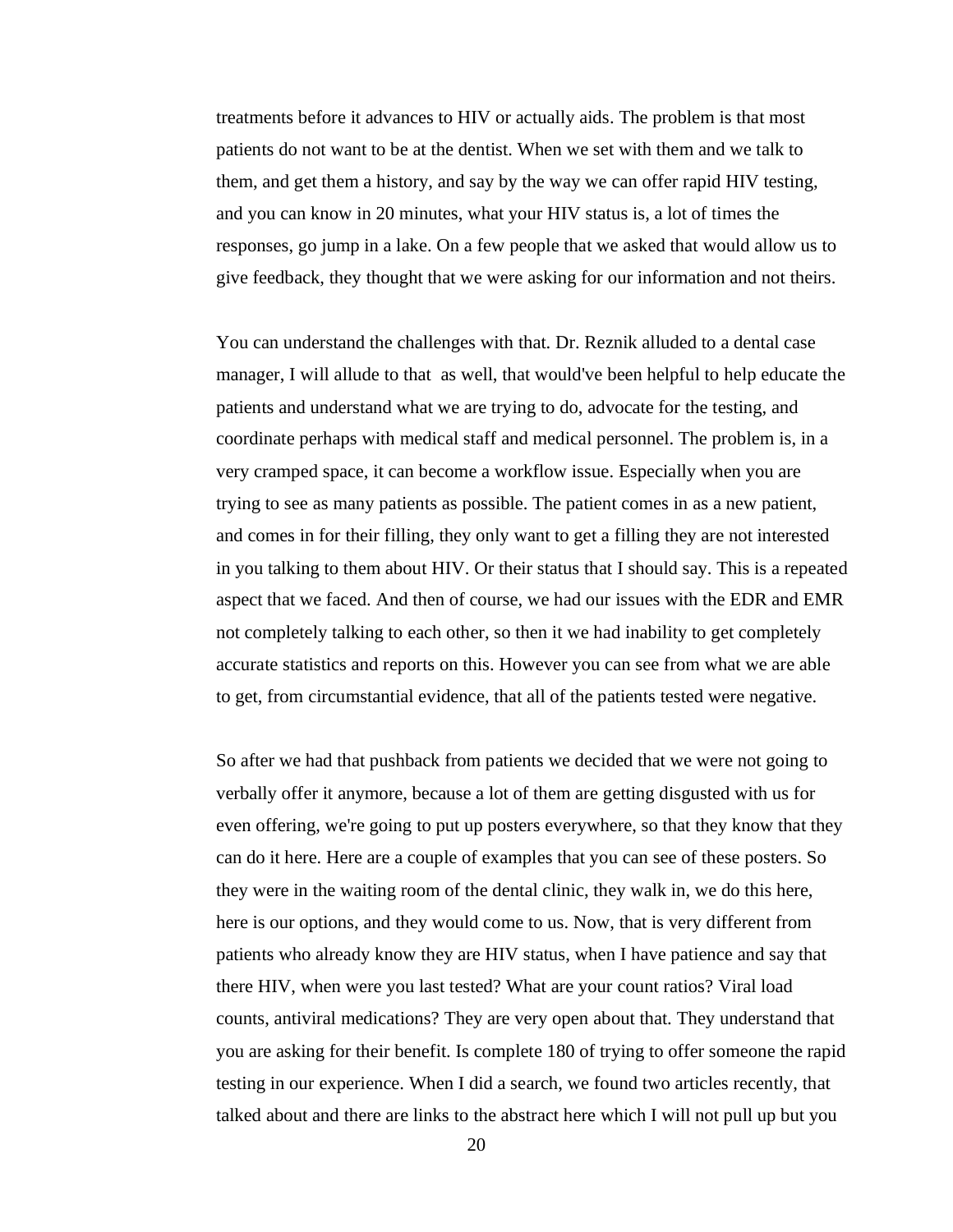treatments before it advances to HIV or actually aids. The problem is that most patients do not want to be at the dentist. When we set with them and we talk to them, and get them a history, and say by the way we can offer rapid HIV testing, and you can know in 20 minutes, what your HIV status is, a lot of times the responses, go jump in a lake. On a few people that we asked that would allow us to give feedback, they thought that we were asking for our information and not theirs.

You can understand the challenges with that. Dr. Reznik alluded to a dental case manager, I will allude to that as well, that would've been helpful to help educate the patients and understand what we are trying to do, advocate for the testing, and coordinate perhaps with medical staff and medical personnel. The problem is, in a very cramped space, it can become a workflow issue. Especially when you are trying to see as many patients as possible. The patient comes in as a new patient, and comes in for their filling, they only want to get a filling they are not interested in you talking to them about HIV. Or their status that I should say. This is a repeated aspect that we faced. And then of course, we had our issues with the EDR and EMR not completely talking to each other, so then it we had inability to get completely accurate statistics and reports on this. However you can see from what we are able to get, from circumstantial evidence, that all of the patients tested were negative.

So after we had that pushback from patients we decided that we were not going to verbally offer it anymore, because a lot of them are getting disgusted with us for even offering, we're going to put up posters everywhere, so that they know that they can do it here. Here are a couple of examples that you can see of these posters. So they were in the waiting room of the dental clinic, they walk in, we do this here, here is our options, and they would come to us. Now, that is very different from patients who already know they are HIV status, when I have patience and say that there HIV, when were you last tested? What are your count ratios? Viral load counts, antiviral medications? They are very open about that. They understand that you are asking for their benefit. Is complete 180 of trying to offer someone the rapid testing in our experience. When I did a search, we found two articles recently, that talked about and there are links to the abstract here which I will not pull up but you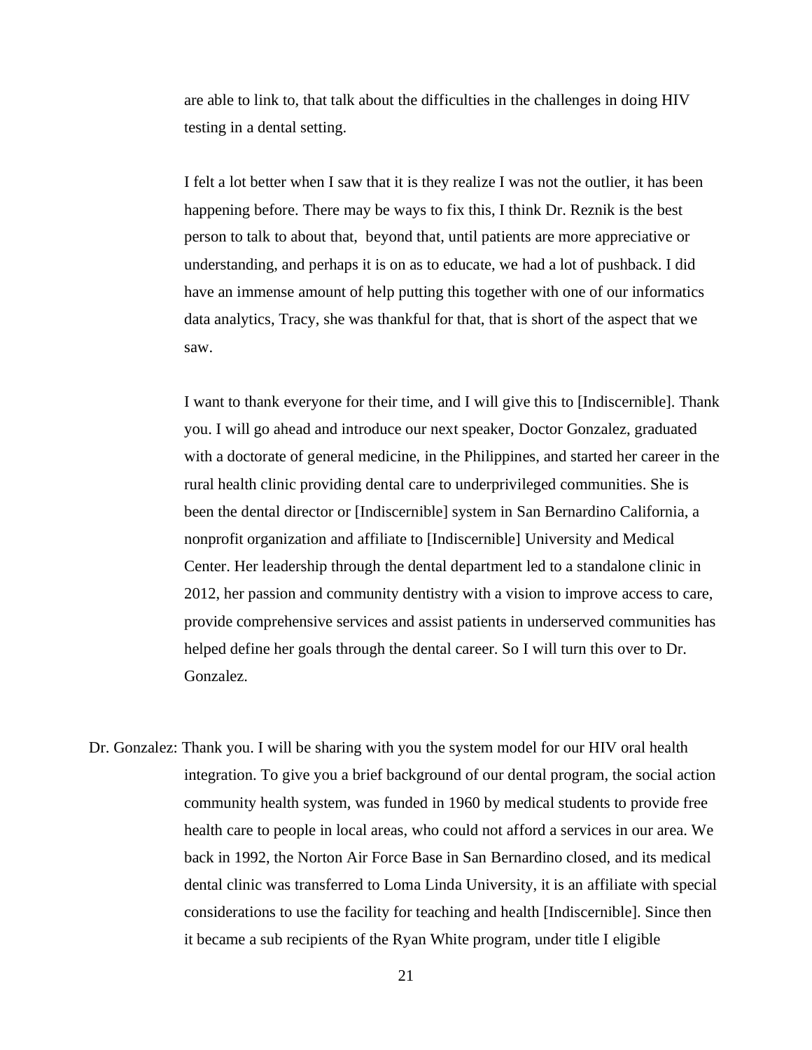are able to link to, that talk about the difficulties in the challenges in doing HIV testing in a dental setting.

I felt a lot better when I saw that it is they realize I was not the outlier, it has been happening before. There may be ways to fix this, I think Dr. Reznik is the best person to talk to about that, beyond that, until patients are more appreciative or understanding, and perhaps it is on as to educate, we had a lot of pushback. I did have an immense amount of help putting this together with one of our informatics data analytics, Tracy, she was thankful for that, that is short of the aspect that we saw.

I want to thank everyone for their time, and I will give this to [Indiscernible]. Thank you. I will go ahead and introduce our next speaker, Doctor Gonzalez, graduated with a doctorate of general medicine, in the Philippines, and started her career in the rural health clinic providing dental care to underprivileged communities. She is been the dental director or [Indiscernible] system in San Bernardino California, a nonprofit organization and affiliate to [Indiscernible] University and Medical Center. Her leadership through the dental department led to a standalone clinic in 2012, her passion and community dentistry with a vision to improve access to care, provide comprehensive services and assist patients in underserved communities has helped define her goals through the dental career. So I will turn this over to Dr. Gonzalez.

Dr. Gonzalez: Thank you. I will be sharing with you the system model for our HIV oral health integration. To give you a brief background of our dental program, the social action community health system, was funded in 1960 by medical students to provide free health care to people in local areas, who could not afford a services in our area. We back in 1992, the Norton Air Force Base in San Bernardino closed, and its medical dental clinic was transferred to Loma Linda University, it is an affiliate with special considerations to use the facility for teaching and health [Indiscernible]. Since then it became a sub recipients of the Ryan White program, under title I eligible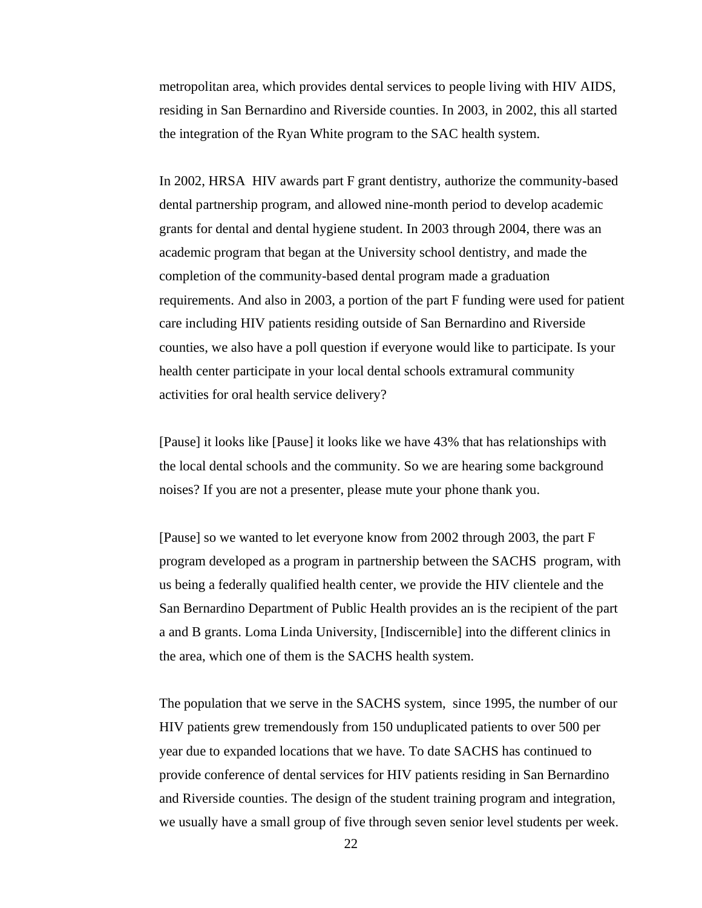metropolitan area, which provides dental services to people living with HIV AIDS, residing in San Bernardino and Riverside counties. In 2003, in 2002, this all started the integration of the Ryan White program to the SAC health system.

In 2002, HRSA  HIV awards part F grant dentistry, authorize the community-based dental partnership program, and allowed nine-month period to develop academic grants for dental and dental hygiene student. In 2003 through 2004, there was an academic program that began at the University school dentistry, and made the completion of the community-based dental program made a graduation requirements. And also in 2003, a portion of the part F funding were used for patient care including HIV patients residing outside of San Bernardino and Riverside counties, we also have a poll question if everyone would like to participate. Is your health center participate in your local dental schools extramural community activities for oral health service delivery?

[Pause] it looks like [Pause] it looks like we have 43% that has relationships with the local dental schools and the community. So we are hearing some background noises? If you are not a presenter, please mute your phone thank you.

[Pause] so we wanted to let everyone know from 2002 through 2003, the part F program developed as a program in partnership between the SACHS  program, with us being a federally qualified health center, we provide the HIV clientele and the San Bernardino Department of Public Health provides an is the recipient of the part a and B grants. Loma Linda University, [Indiscernible] into the different clinics in the area, which one of them is the SACHS health system.

The population that we serve in the SACHS system,  since 1995, the number of our HIV patients grew tremendously from 150 unduplicated patients to over 500 per year due to expanded locations that we have. To date SACHS has continued to provide conference of dental services for HIV patients residing in San Bernardino and Riverside counties. The design of the student training program and integration, we usually have a small group of five through seven senior level students per week.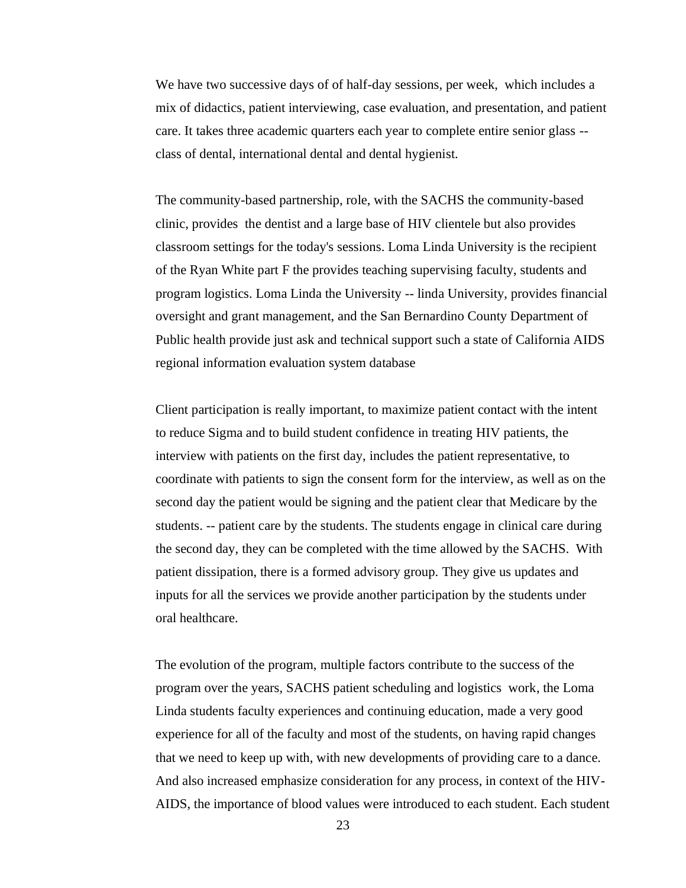We have two successive days of of half-day sessions, per week, which includes a mix of didactics, patient interviewing, case evaluation, and presentation, and patient care. It takes three academic quarters each year to complete entire senior glass -- class of dental, international dental and dental hygienist.

The community-based partnership, role, with the SACHS the community-based clinic, provides the dentist and a large base of HIV clientele but also provides classroom settings for the today's sessions. Loma Linda University is the recipient of the Ryan White part F the provides teaching supervising faculty, students and program logistics. Loma Linda the University -- linda University, provides financial oversight and grant management, and the San Bernardino County Department of Public health provide just ask and technical support such a state of California AIDS regional information evaluation system database

Client participation is really important, to maximize patient contact with the intent to reduce Sigma and to build student confidence in treating HIV patients, the interview with patients on the first day, includes the patient representative, to coordinate with patients to sign the consent form for the interview, as well as on the second day the patient would be signing and the patient clear that Medicare by the students. -- patient care by the students. The students engage in clinical care during the second day, they can be completed with the time allowed by the SACHS. With patient dissipation, there is a formed advisory group. They give us updates and inputs for all the services we provide another participation by the students under oral healthcare.

The evolution of the program, multiple factors contribute to the success of the program over the years, SACHS patient scheduling and logistics work, the Loma Linda students faculty experiences and continuing education, made a very good experience for all of the faculty and most of the students, on having rapid changes that we need to keep up with, with new developments of providing care to a dance. And also increased emphasize consideration for any process, in context of the HIV-AIDS, the importance of blood values were introduced to each student. Each student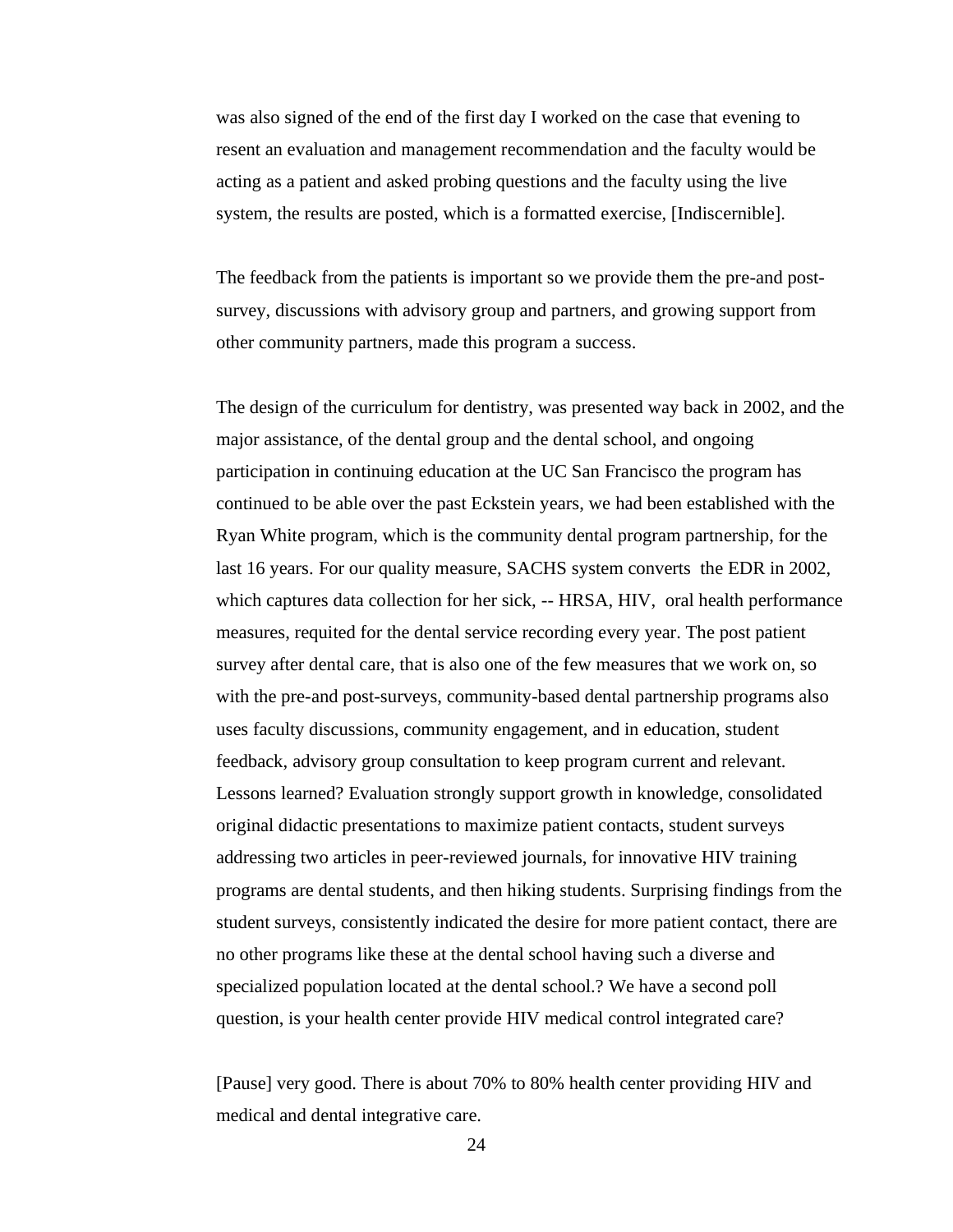was also signed of the end of the first day I worked on the case that evening to resent an evaluation and management recommendation and the faculty would be acting as a patient and asked probing questions and the faculty using the live system, the results are posted, which is a formatted exercise, [Indiscernible].

The feedback from the patients is important so we provide them the pre-and post-survey, discussions with advisory group and partners, and growing support from other community partners, made this program a success.

The design of the curriculum for dentistry, was presented way back in 2002, and the major assistance, of the dental group and the dental school, and ongoing participation in continuing education at the UC San Francisco the program has continued to be able over the past Eckstein years, we had been established with the Ryan White program, which is the community dental program partnership, for the last 16 years. For our quality measure, SACHS system converts the EDR in 2002, which captures data collection for her sick, -- HRSA, HIV, oral health performance measures, requited for the dental service recording every year. The post patient survey after dental care, that is also one of the few measures that we work on, so with the pre-and post-surveys, community-based dental partnership programs also uses faculty discussions, community engagement, and in education, student feedback, advisory group consultation to keep program current and relevant. Lessons learned? Evaluation strongly support growth in knowledge, consolidated original didactic presentations to maximize patient contacts, student surveys addressing two articles in peer-reviewed journals, for innovative HIV training programs are dental students, and then hiking students. Surprising findings from the student surveys, consistently indicated the desire for more patient contact, there are no other programs like these at the dental school having such a diverse and specialized population located at the dental school.? We have a second poll question, is your health center provide HIV medical control integrated care?

[Pause] very good. There is about 70% to 80% health center providing HIV and medical and dental integrative care.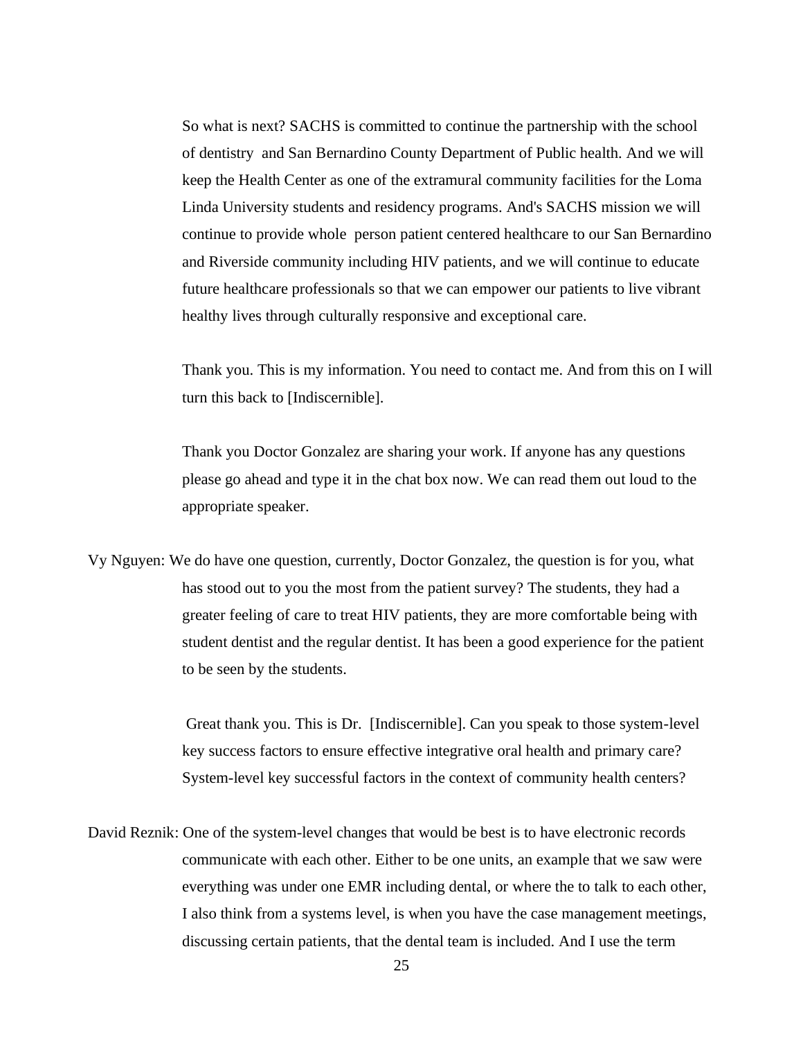So what is next? SACHS is committed to continue the partnership with the school of dentistry and San Bernardino County Department of Public health. And we will keep the Health Center as one of the extramural community facilities for the Loma Linda University students and residency programs. And's SACHS mission we will continue to provide whole person patient centered healthcare to our San Bernardino and Riverside community including HIV patients, and we will continue to educate future healthcare professionals so that we can empower our patients to live vibrant healthy lives through culturally responsive and exceptional care.

Thank you. This is my information. You need to contact me. And from this on I will turn this back to [Indiscernible].

Thank you Doctor Gonzalez are sharing your work. If anyone has any questions please go ahead and type it in the chat box now. We can read them out loud to the appropriate speaker.

Vy Nguyen: We do have one question, currently, Doctor Gonzalez, the question is for you, what has stood out to you the most from the patient survey? The students, they had a greater feeling of care to treat HIV patients, they are more comfortable being with student dentist and the regular dentist. It has been a good experience for the patient to be seen by the students.

Great thank you. This is Dr. [Indiscernible]. Can you speak to those system-level key success factors to ensure effective integrative oral health and primary care? System-level key successful factors in the context of community health centers?

David Reznik: One of the system-level changes that would be best is to have electronic records communicate with each other. Either to be one units, an example that we saw were everything was under one EMR including dental, or where the to talk to each other, I also think from a systems level, is when you have the case management meetings, discussing certain patients, that the dental team is included. And I use the term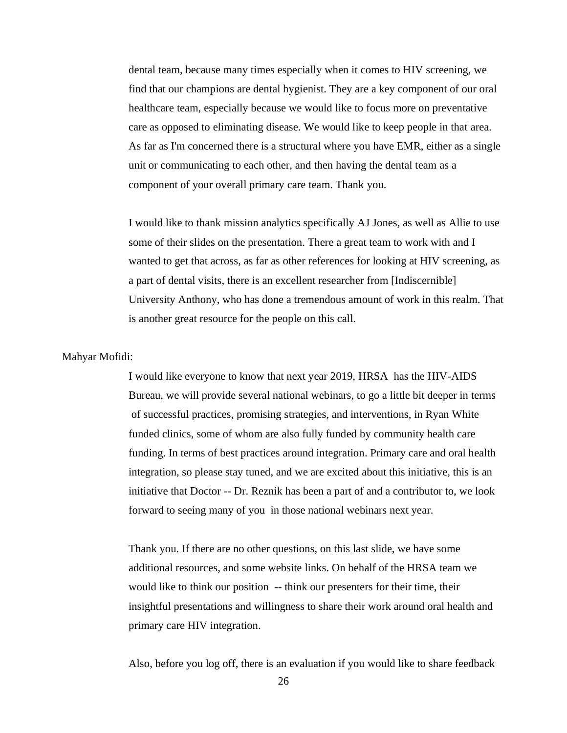dental team, because many times especially when it comes to HIV screening, we find that our champions are dental hygienist. They are a key component of our oral healthcare team, especially because we would like to focus more on preventative care as opposed to eliminating disease. We would like to keep people in that area. As far as I'm concerned there is a structural where you have EMR, either as a single unit or communicating to each other, and then having the dental team as a component of your overall primary care team. Thank you.

I would like to thank mission analytics specifically AJ Jones, as well as Allie to use some of their slides on the presentation. There a great team to work with and I wanted to get that across, as far as other references for looking at HIV screening, as a part of dental visits, there is an excellent researcher from [Indiscernible] University Anthony, who has done a tremendous amount of work in this realm. That is another great resource for the people on this call.

Mahyar Mofidi:

I would like everyone to know that next year 2019, HRSA has the HIV-AIDS Bureau, we will provide several national webinars, to go a little bit deeper in terms of successful practices, promising strategies, and interventions, in Ryan White funded clinics, some of whom are also fully funded by community health care funding. In terms of best practices around integration. Primary care and oral health integration, so please stay tuned, and we are excited about this initiative, this is an initiative that Doctor -- Dr. Reznik has been a part of and a contributor to, we look forward to seeing many of you in those national webinars next year.

Thank you. If there are no other questions, on this last slide, we have some additional resources, and some website links. On behalf of the HRSA team we would like to think our position -- think our presenters for their time, their insightful presentations and willingness to share their work around oral health and primary care HIV integration.

Also, before you log off, there is an evaluation if you would like to share feedback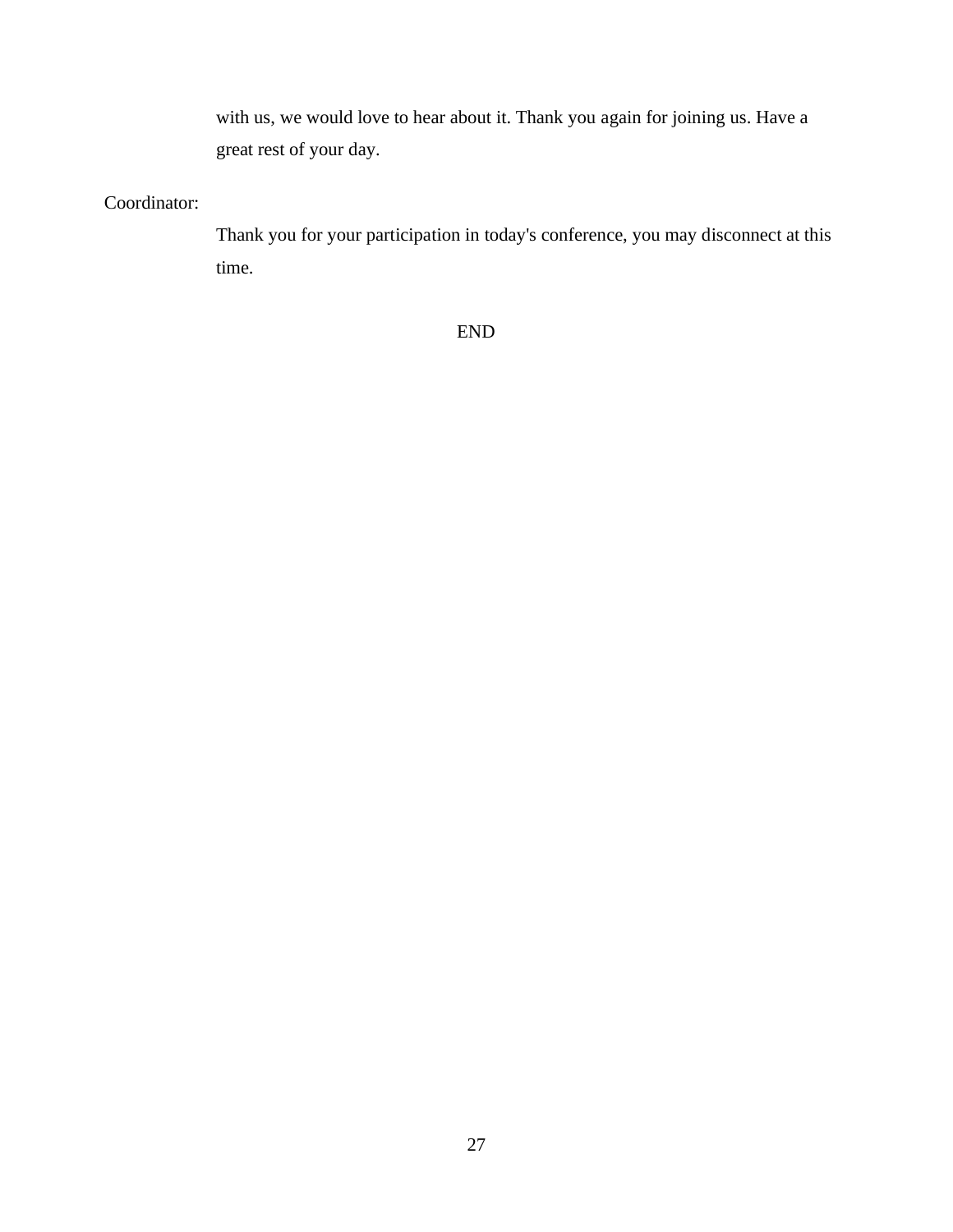with us, we would love to hear about it. Thank you again for joining us. Have a great rest of your day.

Coordinator:

Thank you for your participation in today's conference, you may disconnect at this time.

END